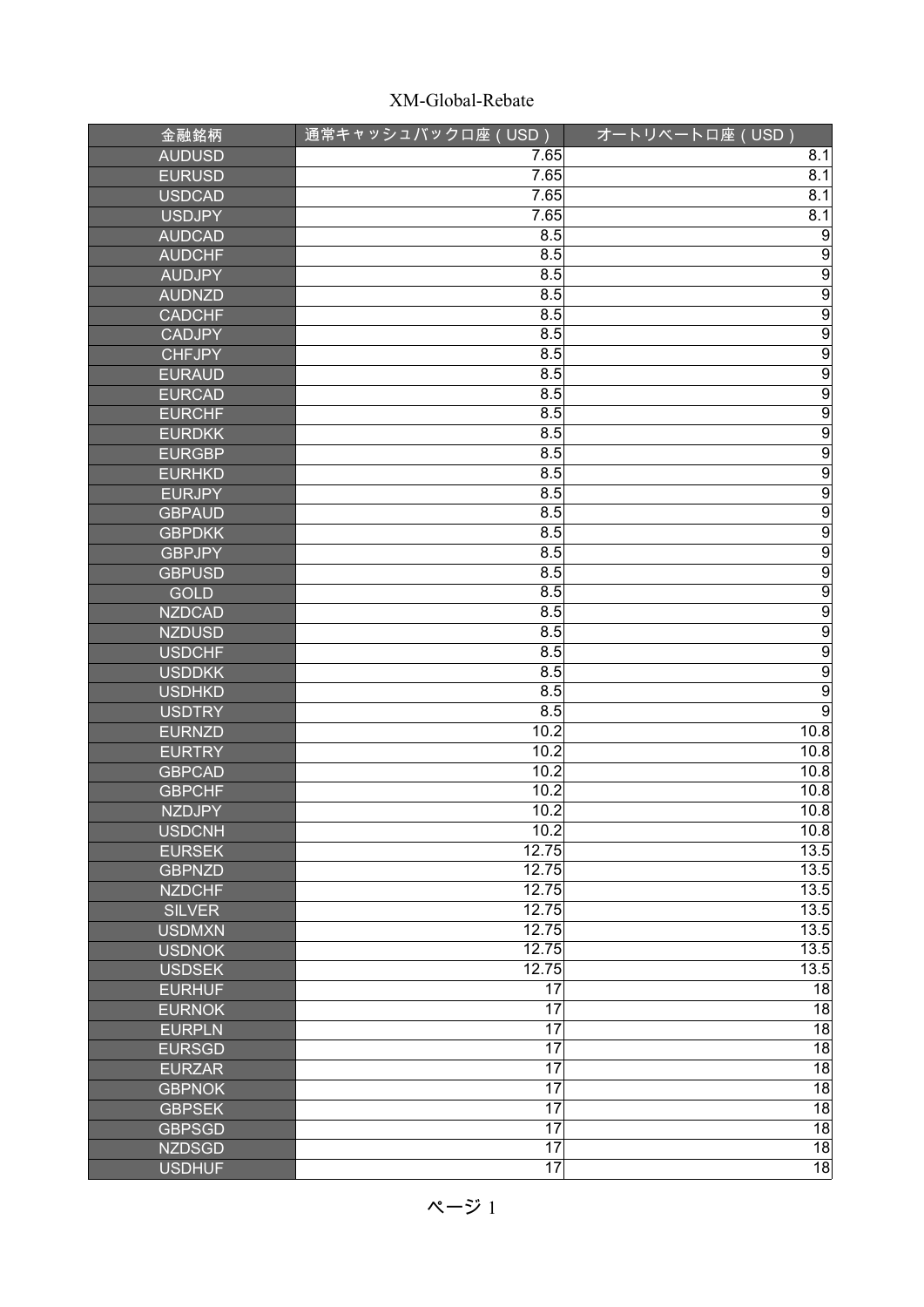# XM-Global-Rebate

| 金融銘柄 | 通常キャッシュバック口座（USD） | オートリベート口座（USD） |
|---|---|---|
| AUDUSD | 7.65 | 8.1 |
| EURUSD | 7.65 | 8.1 |
| USDCAD | 7.65 | 8.1 |
| USDJPY | 7.65 | 8.1 |
| AUDCAD | 8.5 | 9 |
| AUDCHF | 8.5 | 9 |
| AUDJPY | 8.5 | 9 |
| AUDNZD | 8.5 | 9 |
| CADCHF | 8.5 | 9 |
| CADJPY | 8.5 | 9 |
| CHFJPY | 8.5 | 9 |
| EURAUD | 8.5 | 9 |
| EURCAD | 8.5 | 9 |
| EURCHF | 8.5 | 9 |
| EURDKK | 8.5 | 9 |
| EURGBP | 8.5 | 9 |
| EURHKD | 8.5 | 9 |
| EURJPY | 8.5 | 9 |
| GBPAUD | 8.5 | 9 |
| GBPDKK | 8.5 | 9 |
| GBPJPY | 8.5 | 9 |
| GBPUSD | 8.5 | 9 |
| GOLD | 8.5 | 9 |
| NZDCAD | 8.5 | 9 |
| NZDUSD | 8.5 | 9 |
| USDCHF | 8.5 | 9 |
| USDDKK | 8.5 | 9 |
| USDHKD | 8.5 | 9 |
| USDTRY | 8.5 | 9 |
| EURNZD | 10.2 | 10.8 |
| EURTRY | 10.2 | 10.8 |
| GBPCAD | 10.2 | 10.8 |
| GBPCHF | 10.2 | 10.8 |
| NZDJPY | 10.2 | 10.8 |
| USDCNH | 10.2 | 10.8 |
| EURSEK | 12.75 | 13.5 |
| GBPNZD | 12.75 | 13.5 |
| NZDCHF | 12.75 | 13.5 |
| SILVER | 12.75 | 13.5 |
| USDMXN | 12.75 | 13.5 |
| USDNOK | 12.75 | 13.5 |
| USDSEK | 12.75 | 13.5 |
| EURHUF | 17 | 18 |
| EURNOK | 17 | 18 |
| EURPLN | 17 | 18 |
| EURSGD | 17 | 18 |
| EURZAR | 17 | 18 |
| GBPNOK | 17 | 18 |
| GBPSEK | 17 | 18 |
| GBPSGD | 17 | 18 |
| NZDSGD | 17 | 18 |
| USDHUF | 17 | 18 |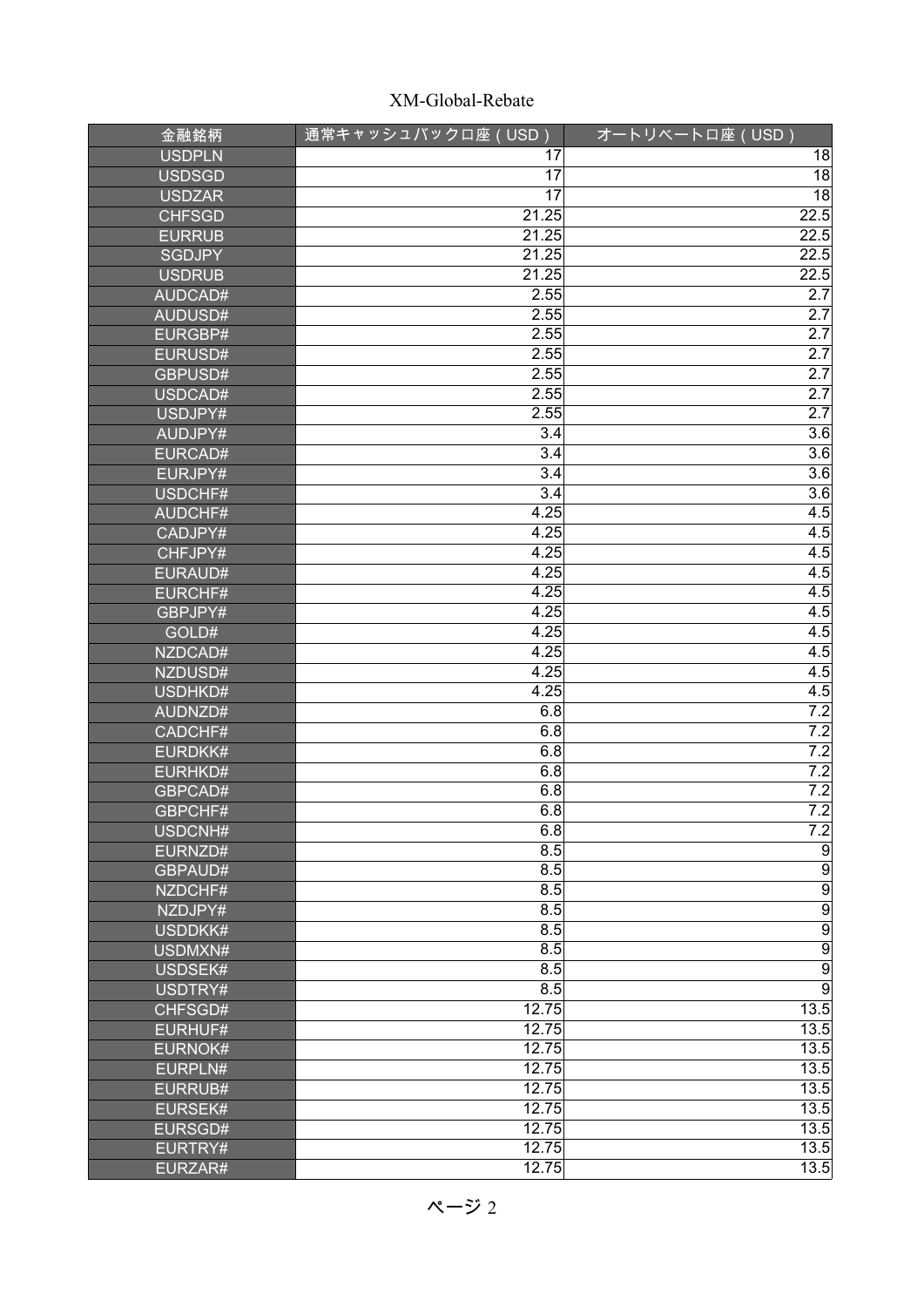XM-Global-Rebate

| 金融銘柄 | 通常キャッシュバック口座（USD） | オートリベート口座（USD） |
|---|---|---|
| USDPLN | 17 | 18 |
| USDSGD | 17 | 18 |
| USDZAR | 17 | 18 |
| CHFSGD | 21.25 | 22.5 |
| EURRUB | 21.25 | 22.5 |
| SGDJPY | 21.25 | 22.5 |
| USDRUB | 21.25 | 22.5 |
| AUDCAD# | 2.55 | 2.7 |
| AUDUSD# | 2.55 | 2.7 |
| EURGBP# | 2.55 | 2.7 |
| EURUSD# | 2.55 | 2.7 |
| GBPUSD# | 2.55 | 2.7 |
| USDCAD# | 2.55 | 2.7 |
| USDJPY# | 2.55 | 2.7 |
| AUDJPY# | 3.4 | 3.6 |
| EURCAD# | 3.4 | 3.6 |
| EURJPY# | 3.4 | 3.6 |
| USDCHF# | 3.4 | 3.6 |
| AUDCHF# | 4.25 | 4.5 |
| CADJPY# | 4.25 | 4.5 |
| CHFJPY# | 4.25 | 4.5 |
| EURAUD# | 4.25 | 4.5 |
| EURCHF# | 4.25 | 4.5 |
| GBPJPY# | 4.25 | 4.5 |
| GOLD# | 4.25 | 4.5 |
| NZDCAD# | 4.25 | 4.5 |
| NZDUSD# | 4.25 | 4.5 |
| USDHKD# | 4.25 | 4.5 |
| AUDNZD# | 6.8 | 7.2 |
| CADCHF# | 6.8 | 7.2 |
| EURDKK# | 6.8 | 7.2 |
| EURHKD# | 6.8 | 7.2 |
| GBPCAD# | 6.8 | 7.2 |
| GBPCHF# | 6.8 | 7.2 |
| USDCNH# | 6.8 | 7.2 |
| EURNZD# | 8.5 | 9 |
| GBPAUD# | 8.5 | 9 |
| NZDCHF# | 8.5 | 9 |
| NZDJPY# | 8.5 | 9 |
| USDDKK# | 8.5 | 9 |
| USDMXN# | 8.5 | 9 |
| USDSEK# | 8.5 | 9 |
| USDTRY# | 8.5 | 9 |
| CHFSGD# | 12.75 | 13.5 |
| EURHUF# | 12.75 | 13.5 |
| EURNOK# | 12.75 | 13.5 |
| EURPLN# | 12.75 | 13.5 |
| EURRUB# | 12.75 | 13.5 |
| EURSEK# | 12.75 | 13.5 |
| EURSGD# | 12.75 | 13.5 |
| EURTRY# | 12.75 | 13.5 |
| EURZAR# | 12.75 | 13.5 |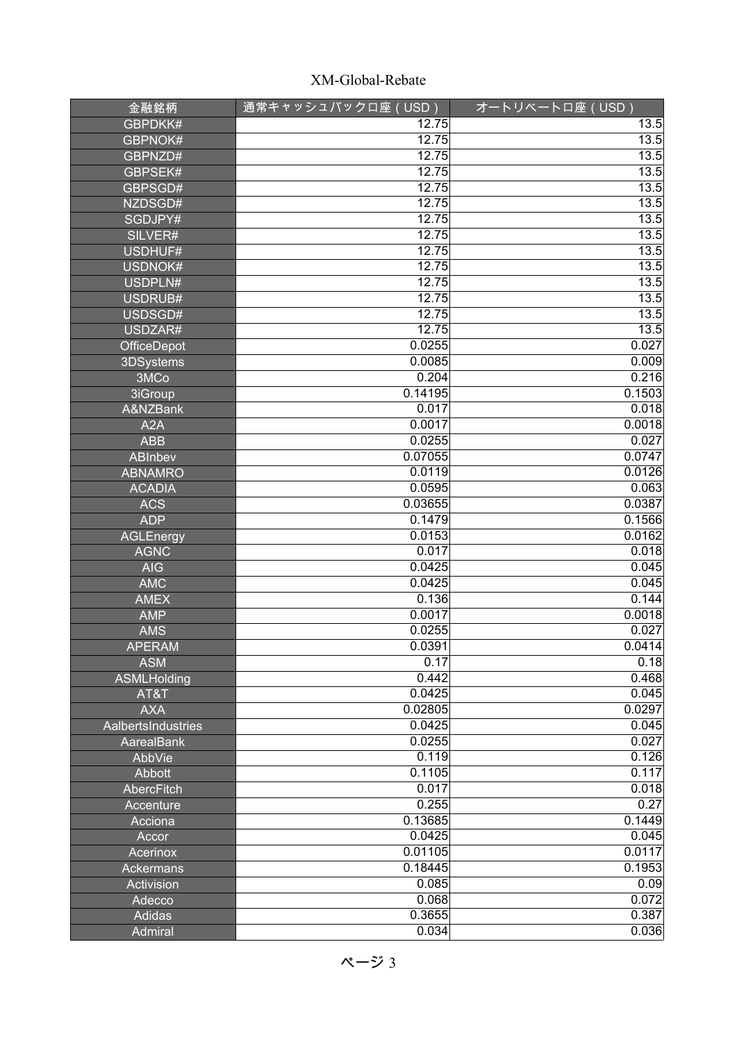XM-Global-Rebate

| 金融銘柄 | 通常キャッシュバック口座（USD） | オートリベート口座（USD） |
| --- | --- | --- |
| GBPDKK# | 12.75 | 13.5 |
| GBPNOK# | 12.75 | 13.5 |
| GBPNZD# | 12.75 | 13.5 |
| GBPSEK# | 12.75 | 13.5 |
| GBPSGD# | 12.75 | 13.5 |
| NZDSGD# | 12.75 | 13.5 |
| SGDJPY# | 12.75 | 13.5 |
| SILVER# | 12.75 | 13.5 |
| USDHUF# | 12.75 | 13.5 |
| USDNOK# | 12.75 | 13.5 |
| USDPLN# | 12.75 | 13.5 |
| USDRUB# | 12.75 | 13.5 |
| USDSGD# | 12.75 | 13.5 |
| USDZAR# | 12.75 | 13.5 |
| OfficeDepot | 0.0255 | 0.027 |
| 3DSystems | 0.0085 | 0.009 |
| 3MCo | 0.204 | 0.216 |
| 3iGroup | 0.14195 | 0.1503 |
| A&NZBank | 0.017 | 0.018 |
| A2A | 0.0017 | 0.0018 |
| ABB | 0.0255 | 0.027 |
| ABInbev | 0.07055 | 0.0747 |
| ABNAMRO | 0.0119 | 0.0126 |
| ACADIA | 0.0595 | 0.063 |
| ACS | 0.03655 | 0.0387 |
| ADP | 0.1479 | 0.1566 |
| AGLEnergy | 0.0153 | 0.0162 |
| AGNC | 0.017 | 0.018 |
| AIG | 0.0425 | 0.045 |
| AMC | 0.0425 | 0.045 |
| AMEX | 0.136 | 0.144 |
| AMP | 0.0017 | 0.0018 |
| AMS | 0.0255 | 0.027 |
| APERAM | 0.0391 | 0.0414 |
| ASM | 0.17 | 0.18 |
| ASMLHolding | 0.442 | 0.468 |
| AT&T | 0.0425 | 0.045 |
| AXA | 0.02805 | 0.0297 |
| AalbertsIndustries | 0.0425 | 0.045 |
| AarealBank | 0.0255 | 0.027 |
| AbbVie | 0.119 | 0.126 |
| Abbott | 0.1105 | 0.117 |
| AbercFitch | 0.017 | 0.018 |
| Accenture | 0.255 | 0.27 |
| Acciona | 0.13685 | 0.1449 |
| Accor | 0.0425 | 0.045 |
| Acerinox | 0.01105 | 0.0117 |
| Ackermans | 0.18445 | 0.1953 |
| Activision | 0.085 | 0.09 |
| Adecco | 0.068 | 0.072 |
| Adidas | 0.3655 | 0.387 |
| Admiral | 0.034 | 0.036 |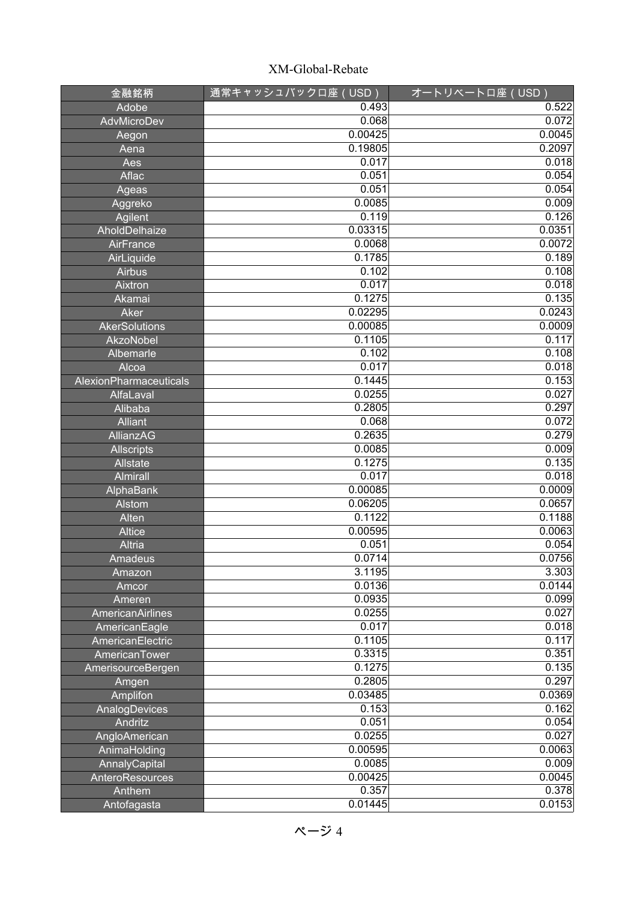XM-Global-Rebate

| 金融銘柄 | 通常キャッシュバック口座（USD） | オートリベート口座（USD） |
| --- | --- | --- |
| Adobe | 0.493 | 0.522 |
| AdvMicroDev | 0.068 | 0.072 |
| Aegon | 0.00425 | 0.0045 |
| Aena | 0.19805 | 0.2097 |
| Aes | 0.017 | 0.018 |
| Aflac | 0.051 | 0.054 |
| Ageas | 0.051 | 0.054 |
| Aggreko | 0.0085 | 0.009 |
| Agilent | 0.119 | 0.126 |
| AholdDelhaize | 0.03315 | 0.0351 |
| AirFrance | 0.0068 | 0.0072 |
| AirLiquide | 0.1785 | 0.189 |
| Airbus | 0.102 | 0.108 |
| Aixtron | 0.017 | 0.018 |
| Akamai | 0.1275 | 0.135 |
| Aker | 0.02295 | 0.0243 |
| AkerSolutions | 0.00085 | 0.0009 |
| AkzoNobel | 0.1105 | 0.117 |
| Albemarle | 0.102 | 0.108 |
| Alcoa | 0.017 | 0.018 |
| AlexionPharmaceuticals | 0.1445 | 0.153 |
| AlfaLaval | 0.0255 | 0.027 |
| Alibaba | 0.2805 | 0.297 |
| Alliant | 0.068 | 0.072 |
| AllianzAG | 0.2635 | 0.279 |
| Allscripts | 0.0085 | 0.009 |
| Allstate | 0.1275 | 0.135 |
| Almirall | 0.017 | 0.018 |
| AlphaBank | 0.00085 | 0.0009 |
| Alstom | 0.06205 | 0.0657 |
| Alten | 0.1122 | 0.1188 |
| Altice | 0.00595 | 0.0063 |
| Altria | 0.051 | 0.054 |
| Amadeus | 0.0714 | 0.0756 |
| Amazon | 3.1195 | 3.303 |
| Amcor | 0.0136 | 0.0144 |
| Ameren | 0.0935 | 0.099 |
| AmericanAirlines | 0.0255 | 0.027 |
| AmericanEagle | 0.017 | 0.018 |
| AmericanElectric | 0.1105 | 0.117 |
| AmericanTower | 0.3315 | 0.351 |
| AmerisourceBergen | 0.1275 | 0.135 |
| Amgen | 0.2805 | 0.297 |
| Amplifon | 0.03485 | 0.0369 |
| AnalogDevices | 0.153 | 0.162 |
| Andritz | 0.051 | 0.054 |
| AngloAmerican | 0.0255 | 0.027 |
| AnimaHolding | 0.00595 | 0.0063 |
| AnnalyCapital | 0.0085 | 0.009 |
| AnteroResources | 0.00425 | 0.0045 |
| Anthem | 0.357 | 0.378 |
| Antofagasta | 0.01445 | 0.0153 |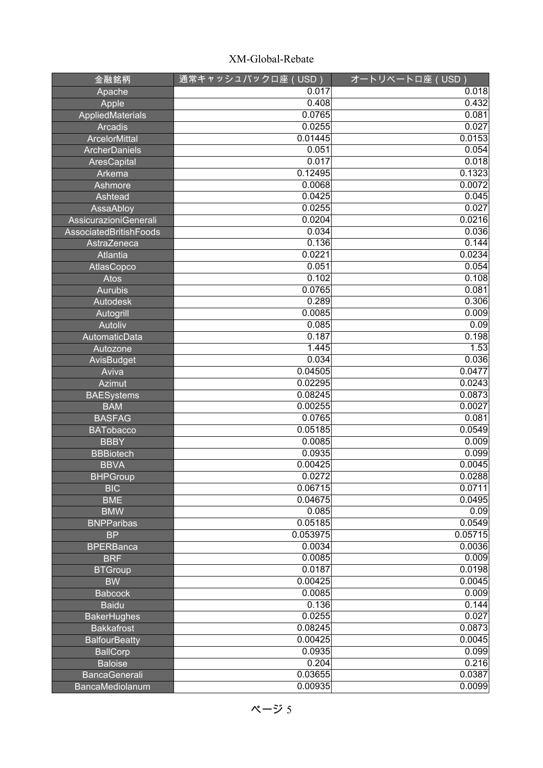XM-Global-Rebate

| 金融銘柄 | 通常キャッシュバック口座（USD） | オートリベート口座（USD） |
| --- | --- | --- |
| Apache | 0.017 | 0.018 |
| Apple | 0.408 | 0.432 |
| AppliedMaterials | 0.0765 | 0.081 |
| Arcadis | 0.0255 | 0.027 |
| ArcelorMittal | 0.01445 | 0.0153 |
| ArcherDaniels | 0.051 | 0.054 |
| AresCapital | 0.017 | 0.018 |
| Arkema | 0.12495 | 0.1323 |
| Ashmore | 0.0068 | 0.0072 |
| Ashtead | 0.0425 | 0.045 |
| AssaAbloy | 0.0255 | 0.027 |
| AssicurazioniGenerali | 0.0204 | 0.0216 |
| AssociatedBritishFoods | 0.034 | 0.036 |
| AstraZeneca | 0.136 | 0.144 |
| Atlantia | 0.0221 | 0.0234 |
| AtlasCopco | 0.051 | 0.054 |
| Atos | 0.102 | 0.108 |
| Aurubis | 0.0765 | 0.081 |
| Autodesk | 0.289 | 0.306 |
| Autogrill | 0.0085 | 0.009 |
| Autoliv | 0.085 | 0.09 |
| AutomaticData | 0.187 | 0.198 |
| Autozone | 1.445 | 1.53 |
| AvisBudget | 0.034 | 0.036 |
| Aviva | 0.04505 | 0.0477 |
| Azimut | 0.02295 | 0.0243 |
| BAESystems | 0.08245 | 0.0873 |
| BAM | 0.00255 | 0.0027 |
| BASFAG | 0.0765 | 0.081 |
| BATobacco | 0.05185 | 0.0549 |
| BBBY | 0.0085 | 0.009 |
| BBBiotech | 0.0935 | 0.099 |
| BBVA | 0.00425 | 0.0045 |
| BHPGroup | 0.0272 | 0.0288 |
| BIC | 0.06715 | 0.0711 |
| BME | 0.04675 | 0.0495 |
| BMW | 0.085 | 0.09 |
| BNPParibas | 0.05185 | 0.0549 |
| BP | 0.053975 | 0.05715 |
| BPERBanca | 0.0034 | 0.0036 |
| BRF | 0.0085 | 0.009 |
| BTGroup | 0.0187 | 0.0198 |
| BW | 0.00425 | 0.0045 |
| Babcock | 0.0085 | 0.009 |
| Baidu | 0.136 | 0.144 |
| BakerHughes | 0.0255 | 0.027 |
| Bakkafrost | 0.08245 | 0.0873 |
| BalfourBeatty | 0.00425 | 0.0045 |
| BallCorp | 0.0935 | 0.099 |
| Baloise | 0.204 | 0.216 |
| BancaGenerali | 0.03655 | 0.0387 |
| BancaMediolanum | 0.00935 | 0.0099 |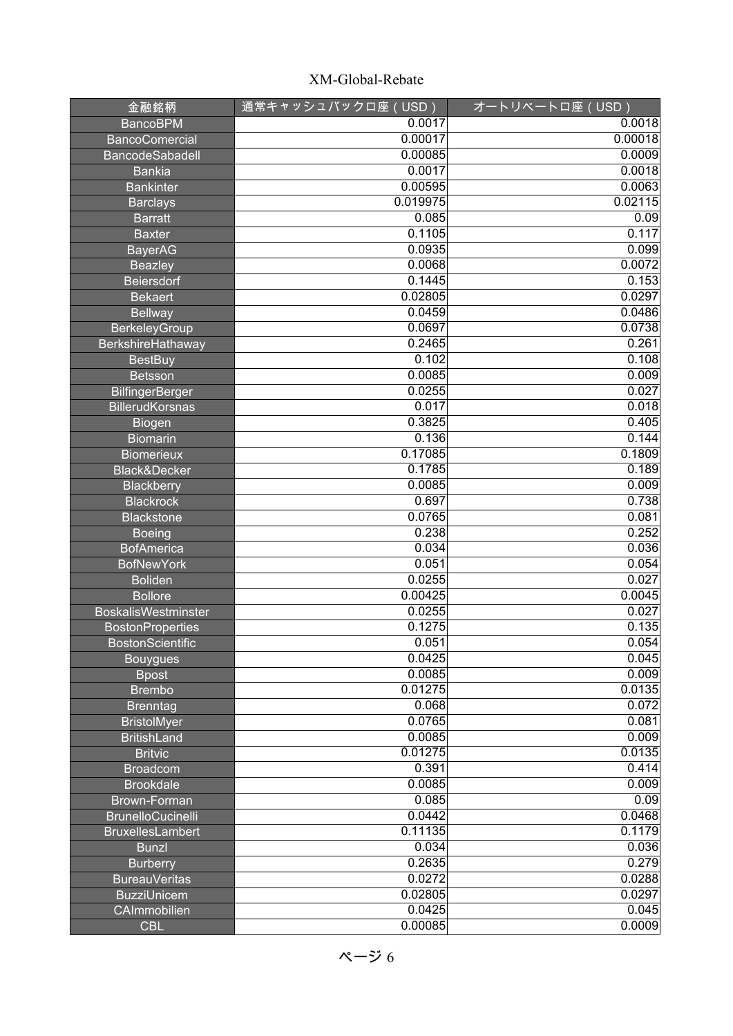XM-Global-Rebate

| 金融銘柄 | 通常キャッシュバック口座（USD） | オートリベート口座（USD） |
|---|---|---|
| BancoBPM | 0.0017 | 0.0018 |
| BancoComercial | 0.00017 | 0.00018 |
| BancodeSabadell | 0.00085 | 0.0009 |
| Bankia | 0.0017 | 0.0018 |
| Bankinter | 0.00595 | 0.0063 |
| Barclays | 0.019975 | 0.02115 |
| Barratt | 0.085 | 0.09 |
| Baxter | 0.1105 | 0.117 |
| BayerAG | 0.0935 | 0.099 |
| Beazley | 0.0068 | 0.0072 |
| Beiersdorf | 0.1445 | 0.153 |
| Bekaert | 0.02805 | 0.0297 |
| Bellway | 0.0459 | 0.0486 |
| BerkeleyGroup | 0.0697 | 0.0738 |
| BerkshireHathaway | 0.2465 | 0.261 |
| BestBuy | 0.102 | 0.108 |
| Betsson | 0.0085 | 0.009 |
| BilfingerBerger | 0.0255 | 0.027 |
| BillerudKorsnas | 0.017 | 0.018 |
| Biogen | 0.3825 | 0.405 |
| Biomarin | 0.136 | 0.144 |
| Biomerieux | 0.17085 | 0.1809 |
| Black&Decker | 0.1785 | 0.189 |
| Blackberry | 0.0085 | 0.009 |
| Blackrock | 0.697 | 0.738 |
| Blackstone | 0.0765 | 0.081 |
| Boeing | 0.238 | 0.252 |
| BofAmerica | 0.034 | 0.036 |
| BofNewYork | 0.051 | 0.054 |
| Boliden | 0.0255 | 0.027 |
| Bollore | 0.00425 | 0.0045 |
| BoskalisWestminster | 0.0255 | 0.027 |
| BostonProperties | 0.1275 | 0.135 |
| BostonScientific | 0.051 | 0.054 |
| Bouygues | 0.0425 | 0.045 |
| Bpost | 0.0085 | 0.009 |
| Brembo | 0.01275 | 0.0135 |
| Brenntag | 0.068 | 0.072 |
| BristolMyer | 0.0765 | 0.081 |
| BritishLand | 0.0085 | 0.009 |
| Britvic | 0.01275 | 0.0135 |
| Broadcom | 0.391 | 0.414 |
| Brookdale | 0.0085 | 0.009 |
| Brown-Forman | 0.085 | 0.09 |
| BrunelloCucinelli | 0.0442 | 0.0468 |
| BruxellesLambert | 0.11135 | 0.1179 |
| Bunzl | 0.034 | 0.036 |
| Burberry | 0.2635 | 0.279 |
| BureauVeritas | 0.0272 | 0.0288 |
| BuzziUnicem | 0.02805 | 0.0297 |
| CAImmobilien | 0.0425 | 0.045 |
| CBL | 0.00085 | 0.0009 |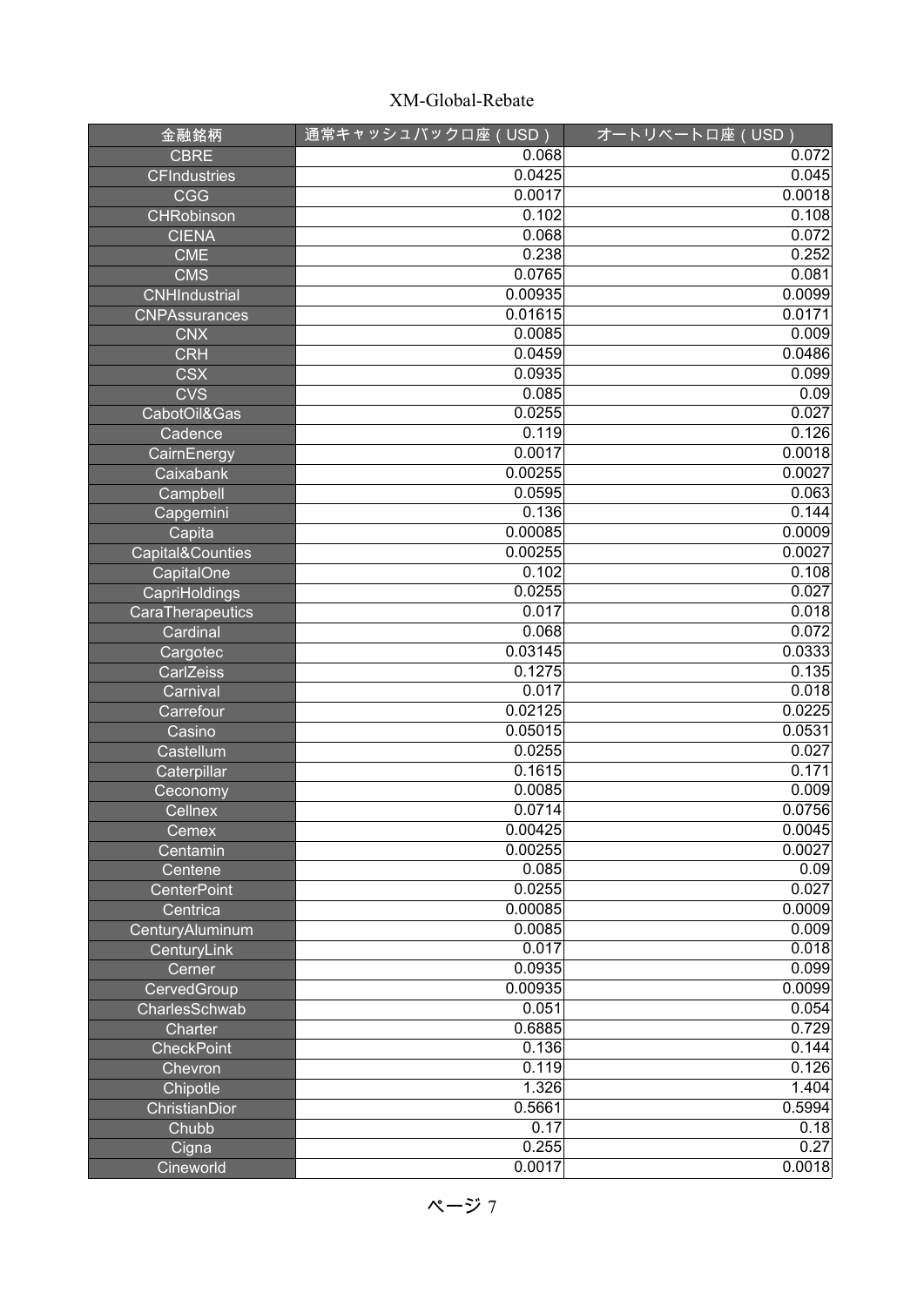| 金融銘柄 | 通常キャッシュバック口座（USD） | オートリベート口座（USD） |
| --- | --- | --- |
| CBRE | 0.068 | 0.072 |
| CFIndustries | 0.0425 | 0.045 |
| CGG | 0.0017 | 0.0018 |
| CHRobinson | 0.102 | 0.108 |
| CIENA | 0.068 | 0.072 |
| CME | 0.238 | 0.252 |
| CMS | 0.0765 | 0.081 |
| CNHIndustrial | 0.00935 | 0.0099 |
| CNPAssurances | 0.01615 | 0.0171 |
| CNX | 0.0085 | 0.009 |
| CRH | 0.0459 | 0.0486 |
| CSX | 0.0935 | 0.099 |
| CVS | 0.085 | 0.09 |
| CabotOil&Gas | 0.0255 | 0.027 |
| Cadence | 0.119 | 0.126 |
| CairnEnergy | 0.0017 | 0.0018 |
| Caixabank | 0.00255 | 0.0027 |
| Campbell | 0.0595 | 0.063 |
| Capgemini | 0.136 | 0.144 |
| Capita | 0.00085 | 0.0009 |
| Capital&Counties | 0.00255 | 0.0027 |
| CapitalOne | 0.102 | 0.108 |
| CapriHoldings | 0.0255 | 0.027 |
| CaraTherapeutics | 0.017 | 0.018 |
| Cardinal | 0.068 | 0.072 |
| Cargotec | 0.03145 | 0.0333 |
| CarlZeiss | 0.1275 | 0.135 |
| Carnival | 0.017 | 0.018 |
| Carrefour | 0.02125 | 0.0225 |
| Casino | 0.05015 | 0.0531 |
| Castellum | 0.0255 | 0.027 |
| Caterpillar | 0.1615 | 0.171 |
| Ceconomy | 0.0085 | 0.009 |
| Cellnex | 0.0714 | 0.0756 |
| Cemex | 0.00425 | 0.0045 |
| Centamin | 0.00255 | 0.0027 |
| Centene | 0.085 | 0.09 |
| CenterPoint | 0.0255 | 0.027 |
| Centrica | 0.00085 | 0.0009 |
| CenturyAluminum | 0.0085 | 0.009 |
| CenturyLink | 0.017 | 0.018 |
| Cerner | 0.0935 | 0.099 |
| CervedGroup | 0.00935 | 0.0099 |
| CharlesSchwab | 0.051 | 0.054 |
| Charter | 0.6885 | 0.729 |
| CheckPoint | 0.136 | 0.144 |
| Chevron | 0.119 | 0.126 |
| Chipotle | 1.326 | 1.404 |
| ChristianDior | 0.5661 | 0.5994 |
| Chubb | 0.17 | 0.18 |
| Cigna | 0.255 | 0.27 |
| Cineworld | 0.0017 | 0.0018 |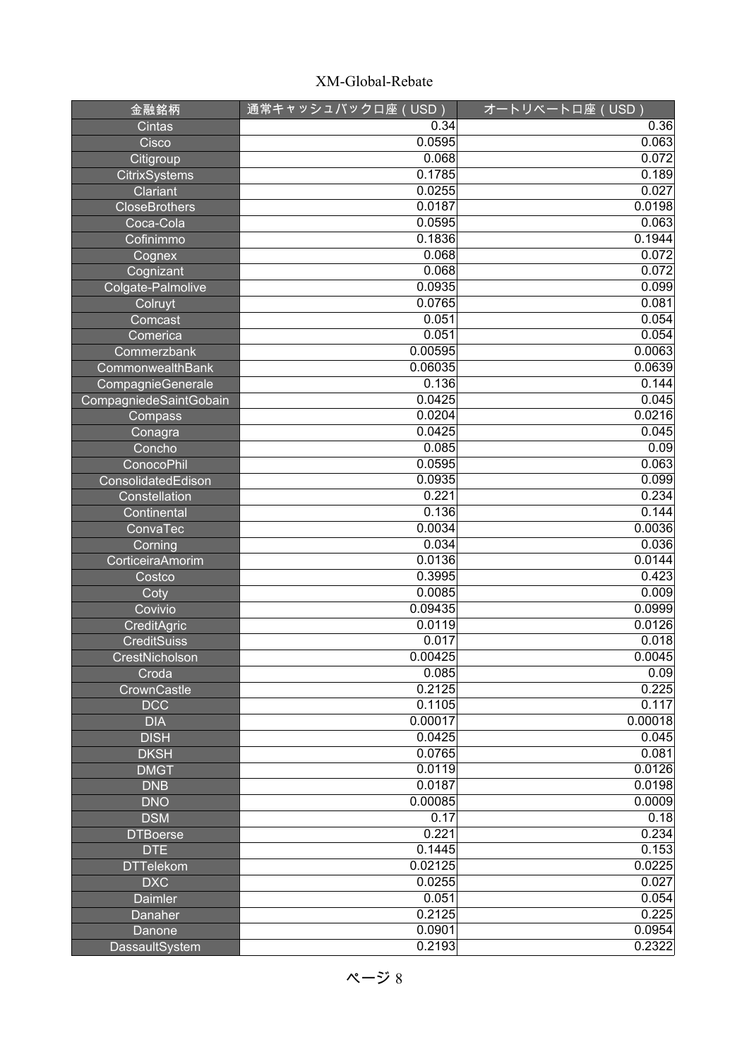| 金融銘柄 | 通常キャッシュバック口座（USD） | オートリベート口座（USD） |
|---|---|---|
| Cintas | 0.34 | 0.36 |
| Cisco | 0.0595 | 0.063 |
| Citigroup | 0.068 | 0.072 |
| CitrixSystems | 0.1785 | 0.189 |
| Clariant | 0.0255 | 0.027 |
| CloseBrothers | 0.0187 | 0.0198 |
| Coca-Cola | 0.0595 | 0.063 |
| Cofinimmo | 0.1836 | 0.1944 |
| Cognex | 0.068 | 0.072 |
| Cognizant | 0.068 | 0.072 |
| Colgate-Palmolive | 0.0935 | 0.099 |
| Colruyt | 0.0765 | 0.081 |
| Comcast | 0.051 | 0.054 |
| Comerica | 0.051 | 0.054 |
| Commerzbank | 0.00595 | 0.0063 |
| CommonwealthBank | 0.06035 | 0.0639 |
| CompagnieGenerale | 0.136 | 0.144 |
| CompagniedeSaintGobain | 0.0425 | 0.045 |
| Compass | 0.0204 | 0.0216 |
| Conagra | 0.0425 | 0.045 |
| Concho | 0.085 | 0.09 |
| ConocoPhil | 0.0595 | 0.063 |
| ConsolidatedEdison | 0.0935 | 0.099 |
| Constellation | 0.221 | 0.234 |
| Continental | 0.136 | 0.144 |
| ConvaTec | 0.0034 | 0.0036 |
| Corning | 0.034 | 0.036 |
| CorticeiraAmorim | 0.0136 | 0.0144 |
| Costco | 0.3995 | 0.423 |
| Coty | 0.0085 | 0.009 |
| Covivio | 0.09435 | 0.0999 |
| CreditAgric | 0.0119 | 0.0126 |
| CreditSuiss | 0.017 | 0.018 |
| CrestNicholson | 0.00425 | 0.0045 |
| Croda | 0.085 | 0.09 |
| CrownCastle | 0.2125 | 0.225 |
| DCC | 0.1105 | 0.117 |
| DIA | 0.00017 | 0.00018 |
| DISH | 0.0425 | 0.045 |
| DKSH | 0.0765 | 0.081 |
| DMGT | 0.0119 | 0.0126 |
| DNB | 0.0187 | 0.0198 |
| DNO | 0.00085 | 0.0009 |
| DSM | 0.17 | 0.18 |
| DTBoerse | 0.221 | 0.234 |
| DTE | 0.1445 | 0.153 |
| DTTelekom | 0.02125 | 0.0225 |
| DXC | 0.0255 | 0.027 |
| Daimler | 0.051 | 0.054 |
| Danaher | 0.2125 | 0.225 |
| Danone | 0.0901 | 0.0954 |
| DassaultSystem | 0.2193 | 0.2322 |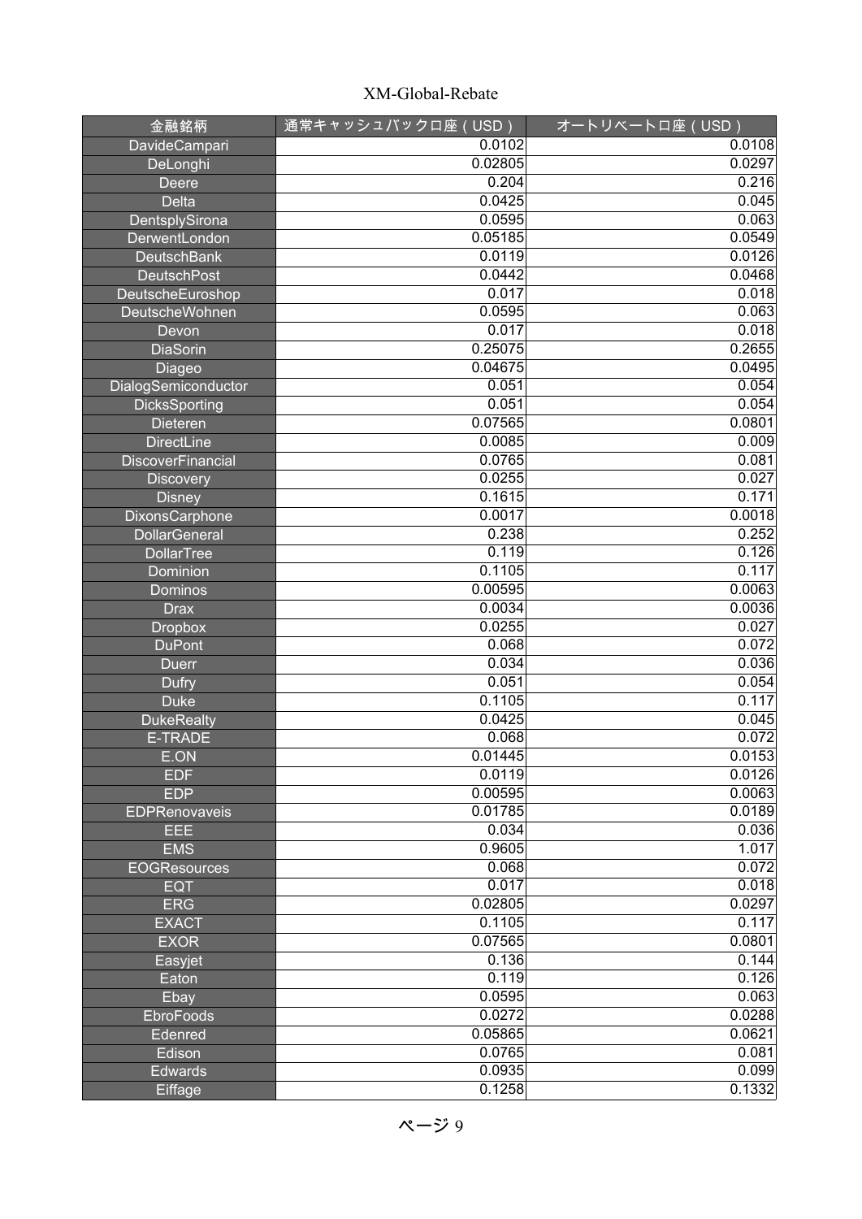| 金融銘柄 | 通常キャッシュバック口座（USD） | オートリベート口座（USD） |
|---|---|---|
| DavideCampari | 0.0102 | 0.0108 |
| DeLonghi | 0.02805 | 0.0297 |
| Deere | 0.204 | 0.216 |
| Delta | 0.0425 | 0.045 |
| DentsplySirona | 0.0595 | 0.063 |
| DerwentLondon | 0.05185 | 0.0549 |
| DeutschBank | 0.0119 | 0.0126 |
| DeutschPost | 0.0442 | 0.0468 |
| DeutscheEuroshop | 0.017 | 0.018 |
| DeutscheWohnen | 0.0595 | 0.063 |
| Devon | 0.017 | 0.018 |
| DiaSorin | 0.25075 | 0.2655 |
| Diageo | 0.04675 | 0.0495 |
| DialogSemiconductor | 0.051 | 0.054 |
| DicksSporting | 0.051 | 0.054 |
| Dieteren | 0.07565 | 0.0801 |
| DirectLine | 0.0085 | 0.009 |
| DiscoverFinancial | 0.0765 | 0.081 |
| Discovery | 0.0255 | 0.027 |
| Disney | 0.1615 | 0.171 |
| DixonsCarphone | 0.0017 | 0.0018 |
| DollarGeneral | 0.238 | 0.252 |
| DollarTree | 0.119 | 0.126 |
| Dominion | 0.1105 | 0.117 |
| Dominos | 0.00595 | 0.0063 |
| Drax | 0.0034 | 0.0036 |
| Dropbox | 0.0255 | 0.027 |
| DuPont | 0.068 | 0.072 |
| Duerr | 0.034 | 0.036 |
| Dufry | 0.051 | 0.054 |
| Duke | 0.1105 | 0.117 |
| DukeRealty | 0.0425 | 0.045 |
| E-TRADE | 0.068 | 0.072 |
| E.ON | 0.01445 | 0.0153 |
| EDF | 0.0119 | 0.0126 |
| EDP | 0.00595 | 0.0063 |
| EDPRenovaveis | 0.01785 | 0.0189 |
| EEE | 0.034 | 0.036 |
| EMS | 0.9605 | 1.017 |
| EOGResources | 0.068 | 0.072 |
| EQT | 0.017 | 0.018 |
| ERG | 0.02805 | 0.0297 |
| EXACT | 0.1105 | 0.117 |
| EXOR | 0.07565 | 0.0801 |
| Easyjet | 0.136 | 0.144 |
| Eaton | 0.119 | 0.126 |
| Ebay | 0.0595 | 0.063 |
| EbroFoods | 0.0272 | 0.0288 |
| Edenred | 0.05865 | 0.0621 |
| Edison | 0.0765 | 0.081 |
| Edwards | 0.0935 | 0.099 |
| Eiffage | 0.1258 | 0.1332 |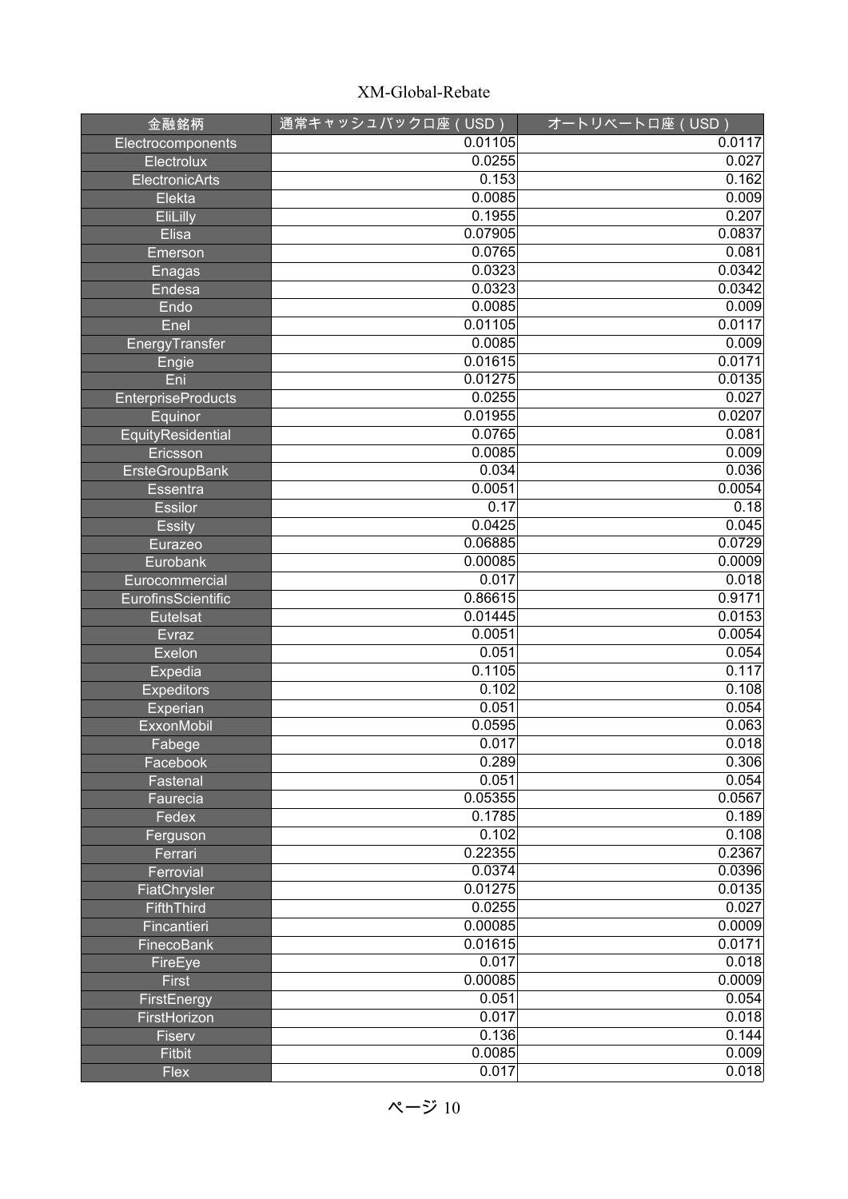| 金融銘柄 | 通常キャッシュバック口座（USD） | オートリベート口座（USD） |
| --- | --- | --- |
| Electrocomponents | 0.01105 | 0.0117 |
| Electrolux | 0.0255 | 0.027 |
| ElectronicArts | 0.153 | 0.162 |
| Elekta | 0.0085 | 0.009 |
| EliLilly | 0.1955 | 0.207 |
| Elisa | 0.07905 | 0.0837 |
| Emerson | 0.0765 | 0.081 |
| Enagas | 0.0323 | 0.0342 |
| Endesa | 0.0323 | 0.0342 |
| Endo | 0.0085 | 0.009 |
| Enel | 0.01105 | 0.0117 |
| EnergyTransfer | 0.0085 | 0.009 |
| Engie | 0.01615 | 0.0171 |
| Eni | 0.01275 | 0.0135 |
| EnterpriseProducts | 0.0255 | 0.027 |
| Equinor | 0.01955 | 0.0207 |
| EquityResidential | 0.0765 | 0.081 |
| Ericsson | 0.0085 | 0.009 |
| ErsteGroupBank | 0.034 | 0.036 |
| Essentra | 0.0051 | 0.0054 |
| Essilor | 0.17 | 0.18 |
| Essity | 0.0425 | 0.045 |
| Eurazeo | 0.06885 | 0.0729 |
| Eurobank | 0.00085 | 0.0009 |
| Eurocommercial | 0.017 | 0.018 |
| EurofinsScientific | 0.86615 | 0.9171 |
| Eutelsat | 0.01445 | 0.0153 |
| Evraz | 0.0051 | 0.0054 |
| Exelon | 0.051 | 0.054 |
| Expedia | 0.1105 | 0.117 |
| Expeditors | 0.102 | 0.108 |
| Experian | 0.051 | 0.054 |
| ExxonMobil | 0.0595 | 0.063 |
| Fabege | 0.017 | 0.018 |
| Facebook | 0.289 | 0.306 |
| Fastenal | 0.051 | 0.054 |
| Faurecia | 0.05355 | 0.0567 |
| Fedex | 0.1785 | 0.189 |
| Ferguson | 0.102 | 0.108 |
| Ferrari | 0.22355 | 0.2367 |
| Ferrovial | 0.0374 | 0.0396 |
| FiatChrysler | 0.01275 | 0.0135 |
| FifthThird | 0.0255 | 0.027 |
| Fincantieri | 0.00085 | 0.0009 |
| FinecoBank | 0.01615 | 0.0171 |
| FireEye | 0.017 | 0.018 |
| First | 0.00085 | 0.0009 |
| FirstEnergy | 0.051 | 0.054 |
| FirstHorizon | 0.017 | 0.018 |
| Fiserv | 0.136 | 0.144 |
| Fitbit | 0.0085 | 0.009 |
| Flex | 0.017 | 0.018 |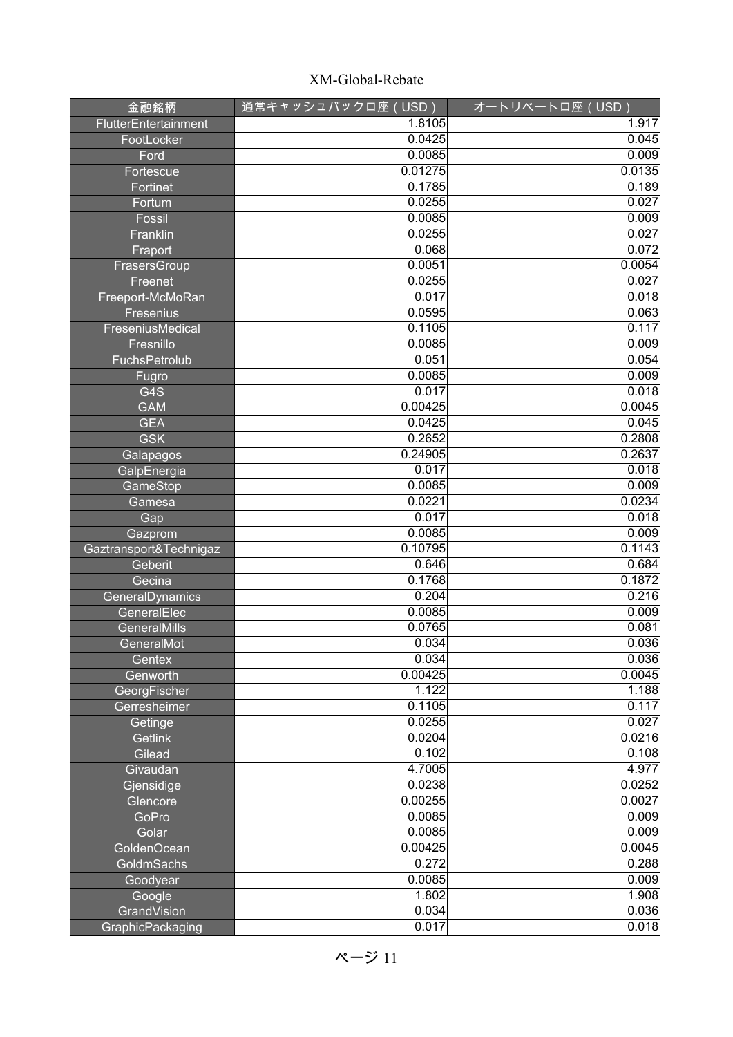XM-Global-Rebate

| 金融銘柄 | 通常キャッシュバック口座（USD） | オートリベート口座（USD） |
| --- | --- | --- |
| FlutterEntertainment | 1.8105 | 1.917 |
| FootLocker | 0.0425 | 0.045 |
| Ford | 0.0085 | 0.009 |
| Fortescue | 0.01275 | 0.0135 |
| Fortinet | 0.1785 | 0.189 |
| Fortum | 0.0255 | 0.027 |
| Fossil | 0.0085 | 0.009 |
| Franklin | 0.0255 | 0.027 |
| Fraport | 0.068 | 0.072 |
| FrasersGroup | 0.0051 | 0.0054 |
| Freenet | 0.0255 | 0.027 |
| Freeport-McMoRan | 0.017 | 0.018 |
| Fresenius | 0.0595 | 0.063 |
| FreseniusMedical | 0.1105 | 0.117 |
| Fresnillo | 0.0085 | 0.009 |
| FuchsPetrolub | 0.051 | 0.054 |
| Fugro | 0.0085 | 0.009 |
| G4S | 0.017 | 0.018 |
| GAM | 0.00425 | 0.0045 |
| GEA | 0.0425 | 0.045 |
| GSK | 0.2652 | 0.2808 |
| Galapagos | 0.24905 | 0.2637 |
| GalpEnergia | 0.017 | 0.018 |
| GameStop | 0.0085 | 0.009 |
| Gamesa | 0.0221 | 0.0234 |
| Gap | 0.017 | 0.018 |
| Gazprom | 0.0085 | 0.009 |
| Gaztransport&Technigaz | 0.10795 | 0.1143 |
| Geberit | 0.646 | 0.684 |
| Gecina | 0.1768 | 0.1872 |
| GeneralDynamics | 0.204 | 0.216 |
| GeneralElec | 0.0085 | 0.009 |
| GeneralMills | 0.0765 | 0.081 |
| GeneralMot | 0.034 | 0.036 |
| Gentex | 0.034 | 0.036 |
| Genworth | 0.00425 | 0.0045 |
| GeorgFischer | 1.122 | 1.188 |
| Gerresheimer | 0.1105 | 0.117 |
| Getinge | 0.0255 | 0.027 |
| Getlink | 0.0204 | 0.0216 |
| Gilead | 0.102 | 0.108 |
| Givaudan | 4.7005 | 4.977 |
| Gjensidige | 0.0238 | 0.0252 |
| Glencore | 0.00255 | 0.0027 |
| GoPro | 0.0085 | 0.009 |
| Golar | 0.0085 | 0.009 |
| GoldenOcean | 0.00425 | 0.0045 |
| GoldmSachs | 0.272 | 0.288 |
| Goodyear | 0.0085 | 0.009 |
| Google | 1.802 | 1.908 |
| GrandVision | 0.034 | 0.036 |
| GraphicPackaging | 0.017 | 0.018 |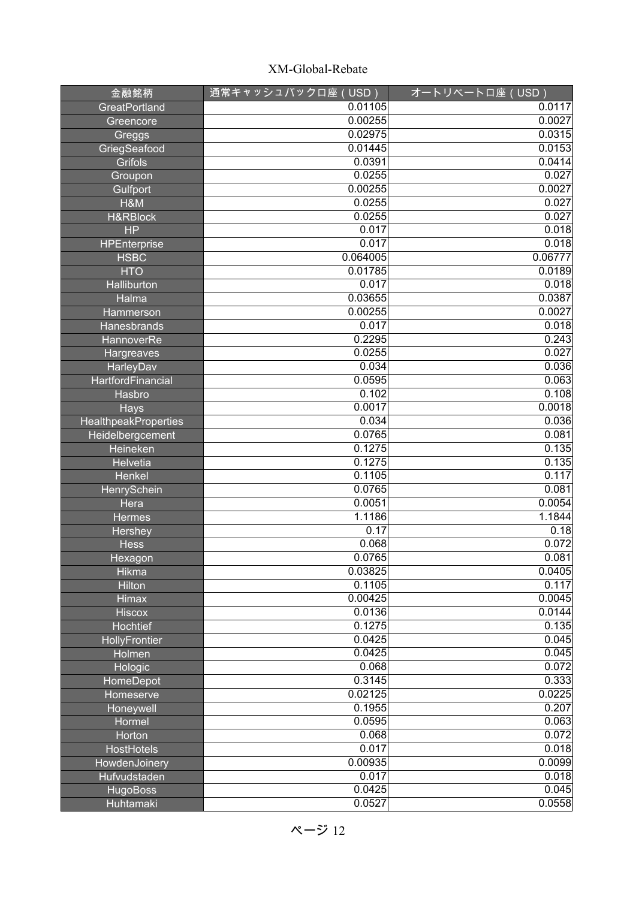| 金融銘柄 | 通常キャッシュバック口座（USD） | オートリベート口座（USD） |
| --- | --- | --- |
| GreatPortland | 0.01105 | 0.0117 |
| Greencore | 0.00255 | 0.0027 |
| Greggs | 0.02975 | 0.0315 |
| GriegSeafood | 0.01445 | 0.0153 |
| Grifols | 0.0391 | 0.0414 |
| Groupon | 0.0255 | 0.027 |
| Gulfport | 0.00255 | 0.0027 |
| H&M | 0.0255 | 0.027 |
| H&RBlock | 0.0255 | 0.027 |
| HP | 0.017 | 0.018 |
| HPEnterprise | 0.017 | 0.018 |
| HSBC | 0.064005 | 0.06777 |
| HTO | 0.01785 | 0.0189 |
| Halliburton | 0.017 | 0.018 |
| Halma | 0.03655 | 0.0387 |
| Hammerson | 0.00255 | 0.0027 |
| Hanesbrands | 0.017 | 0.018 |
| HannoverRe | 0.2295 | 0.243 |
| Hargreaves | 0.0255 | 0.027 |
| HarleyDav | 0.034 | 0.036 |
| HartfordFinancial | 0.0595 | 0.063 |
| Hasbro | 0.102 | 0.108 |
| Hays | 0.0017 | 0.0018 |
| HealthpeakProperties | 0.034 | 0.036 |
| Heidelbergcement | 0.0765 | 0.081 |
| Heineken | 0.1275 | 0.135 |
| Helvetia | 0.1275 | 0.135 |
| Henkel | 0.1105 | 0.117 |
| HenrySchein | 0.0765 | 0.081 |
| Hera | 0.0051 | 0.0054 |
| Hermes | 1.1186 | 1.1844 |
| Hershey | 0.17 | 0.18 |
| Hess | 0.068 | 0.072 |
| Hexagon | 0.0765 | 0.081 |
| Hikma | 0.03825 | 0.0405 |
| Hilton | 0.1105 | 0.117 |
| Himax | 0.00425 | 0.0045 |
| Hiscox | 0.0136 | 0.0144 |
| Hochtief | 0.1275 | 0.135 |
| HollyFrontier | 0.0425 | 0.045 |
| Holmen | 0.0425 | 0.045 |
| Hologic | 0.068 | 0.072 |
| HomeDepot | 0.3145 | 0.333 |
| Homeserve | 0.02125 | 0.0225 |
| Honeywell | 0.1955 | 0.207 |
| Hormel | 0.0595 | 0.063 |
| Horton | 0.068 | 0.072 |
| HostHotels | 0.017 | 0.018 |
| HowdenJoinery | 0.00935 | 0.0099 |
| Hufvudstaden | 0.017 | 0.018 |
| HugoBoss | 0.0425 | 0.045 |
| Huhtamaki | 0.0527 | 0.0558 |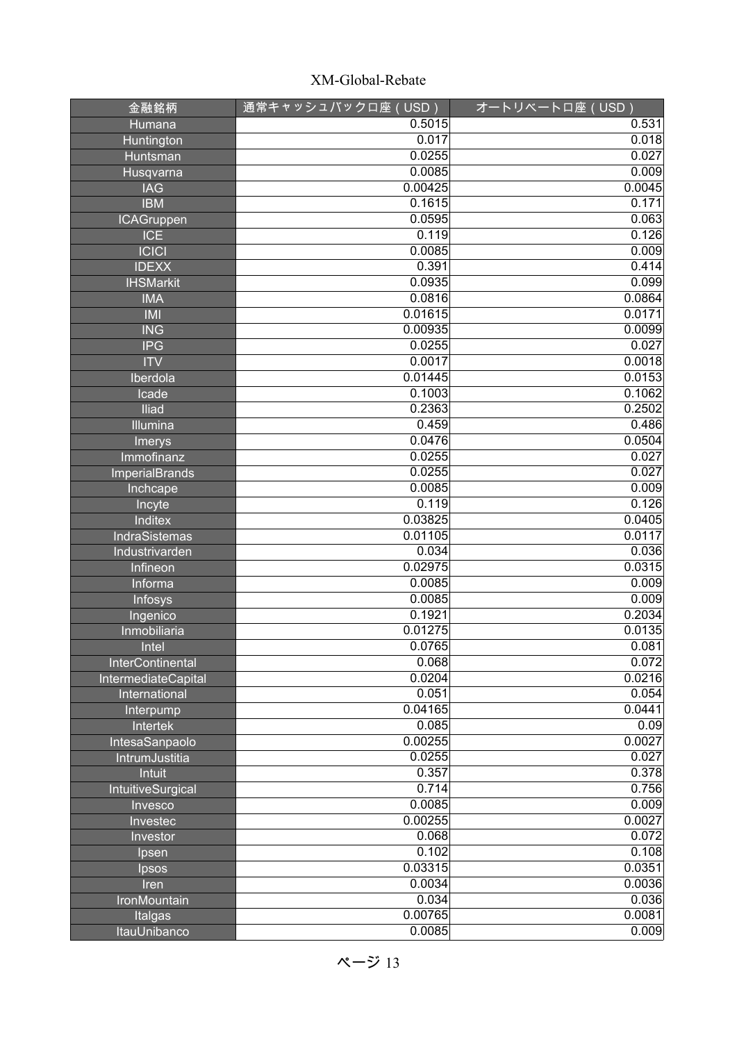| 金融銘柄 | 通常キャッシュバック口座（USD） | オートリベート口座（USD） |
| --- | --- | --- |
| Humana | 0.5015 | 0.531 |
| Huntington | 0.017 | 0.018 |
| Huntsman | 0.0255 | 0.027 |
| Husqvarna | 0.0085 | 0.009 |
| IAG | 0.00425 | 0.0045 |
| IBM | 0.1615 | 0.171 |
| ICAGruppen | 0.0595 | 0.063 |
| ICE | 0.119 | 0.126 |
| ICICI | 0.0085 | 0.009 |
| IDEXX | 0.391 | 0.414 |
| IHSMarkit | 0.0935 | 0.099 |
| IMA | 0.0816 | 0.0864 |
| IMI | 0.01615 | 0.0171 |
| ING | 0.00935 | 0.0099 |
| IPG | 0.0255 | 0.027 |
| ITV | 0.0017 | 0.0018 |
| Iberdola | 0.01445 | 0.0153 |
| Icade | 0.1003 | 0.1062 |
| Iliad | 0.2363 | 0.2502 |
| Illumina | 0.459 | 0.486 |
| Imerys | 0.0476 | 0.0504 |
| Immofinanz | 0.0255 | 0.027 |
| ImperialBrands | 0.0255 | 0.027 |
| Inchcape | 0.0085 | 0.009 |
| Incyte | 0.119 | 0.126 |
| Inditex | 0.03825 | 0.0405 |
| IndraSistemas | 0.01105 | 0.0117 |
| Industrivarden | 0.034 | 0.036 |
| Infineon | 0.02975 | 0.0315 |
| Informa | 0.0085 | 0.009 |
| Infosys | 0.0085 | 0.009 |
| Ingenico | 0.1921 | 0.2034 |
| Inmobiliaria | 0.01275 | 0.0135 |
| Intel | 0.0765 | 0.081 |
| InterContinental | 0.068 | 0.072 |
| IntermediateCapital | 0.0204 | 0.0216 |
| International | 0.051 | 0.054 |
| Interpump | 0.04165 | 0.0441 |
| Intertek | 0.085 | 0.09 |
| IntesaSanpaolo | 0.00255 | 0.0027 |
| IntrumJustitia | 0.0255 | 0.027 |
| Intuit | 0.357 | 0.378 |
| IntuitiveSurgical | 0.714 | 0.756 |
| Invesco | 0.0085 | 0.009 |
| Investec | 0.00255 | 0.0027 |
| Investor | 0.068 | 0.072 |
| Ipsen | 0.102 | 0.108 |
| Ipsos | 0.03315 | 0.0351 |
| Iren | 0.0034 | 0.0036 |
| IronMountain | 0.034 | 0.036 |
| Italgas | 0.00765 | 0.0081 |
| ItauUnibanco | 0.0085 | 0.009 |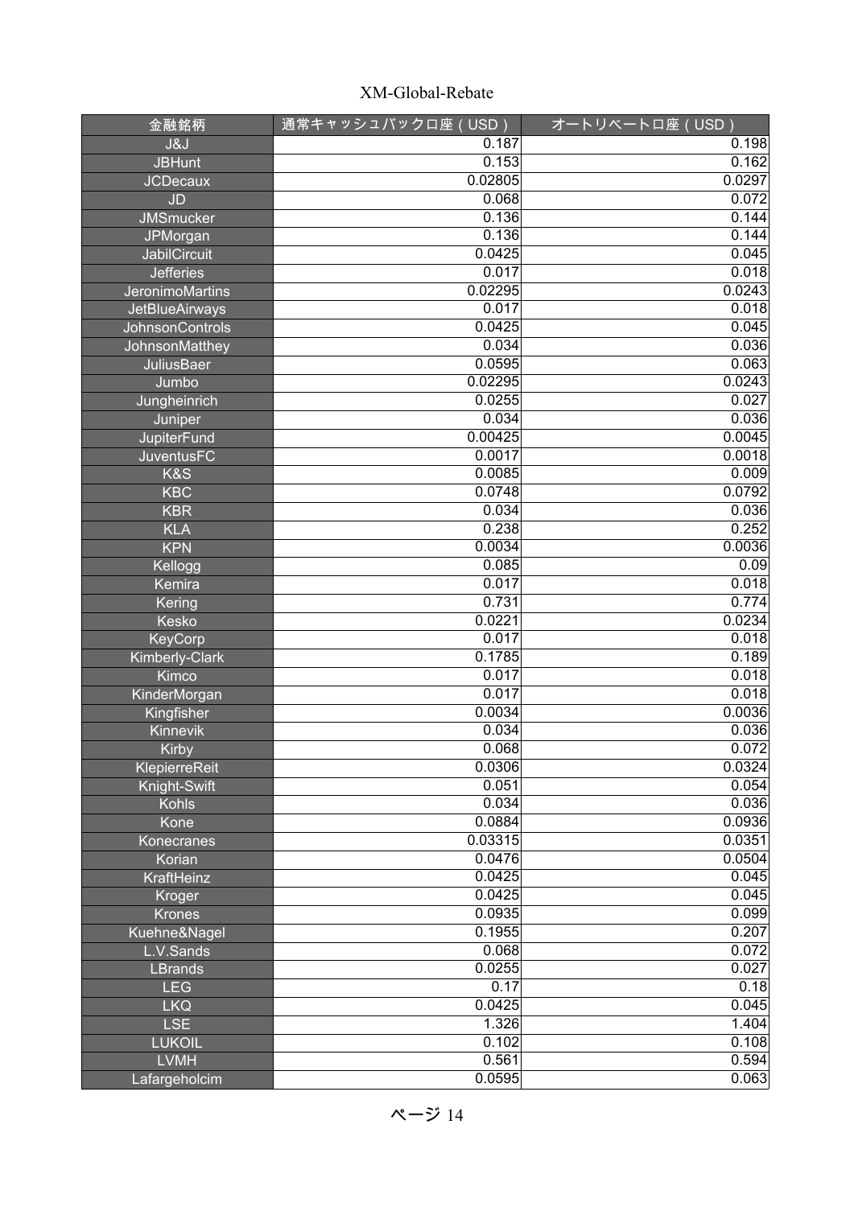XM-Global-Rebate

| 金融銘柄 | 通常キャッシュバック口座（USD） | オートリベート口座（USD） |
|---|---|---|
| J&J | 0.187 | 0.198 |
| JBHunt | 0.153 | 0.162 |
| JCDecaux | 0.02805 | 0.0297 |
| JD | 0.068 | 0.072 |
| JMSmucker | 0.136 | 0.144 |
| JPMorgan | 0.136 | 0.144 |
| JabilCircuit | 0.0425 | 0.045 |
| Jefferies | 0.017 | 0.018 |
| JeronimoMartins | 0.02295 | 0.0243 |
| JetBlueAirways | 0.017 | 0.018 |
| JohnsonControls | 0.0425 | 0.045 |
| JohnsonMatthey | 0.034 | 0.036 |
| JuliusBaer | 0.0595 | 0.063 |
| Jumbo | 0.02295 | 0.0243 |
| Jungheinrich | 0.0255 | 0.027 |
| Juniper | 0.034 | 0.036 |
| JupiterFund | 0.00425 | 0.0045 |
| JuventusFC | 0.0017 | 0.0018 |
| K&S | 0.0085 | 0.009 |
| KBC | 0.0748 | 0.0792 |
| KBR | 0.034 | 0.036 |
| KLA | 0.238 | 0.252 |
| KPN | 0.0034 | 0.0036 |
| Kellogg | 0.085 | 0.09 |
| Kemira | 0.017 | 0.018 |
| Kering | 0.731 | 0.774 |
| Kesko | 0.0221 | 0.0234 |
| KeyCorp | 0.017 | 0.018 |
| Kimberly-Clark | 0.1785 | 0.189 |
| Kimco | 0.017 | 0.018 |
| KinderMorgan | 0.017 | 0.018 |
| Kingfisher | 0.0034 | 0.0036 |
| Kinnevik | 0.034 | 0.036 |
| Kirby | 0.068 | 0.072 |
| KlepierreReit | 0.0306 | 0.0324 |
| Knight-Swift | 0.051 | 0.054 |
| Kohls | 0.034 | 0.036 |
| Kone | 0.0884 | 0.0936 |
| Konecranes | 0.03315 | 0.0351 |
| Korian | 0.0476 | 0.0504 |
| KraftHeinz | 0.0425 | 0.045 |
| Kroger | 0.0425 | 0.045 |
| Krones | 0.0935 | 0.099 |
| Kuehne&Nagel | 0.1955 | 0.207 |
| L.V.Sands | 0.068 | 0.072 |
| LBrands | 0.0255 | 0.027 |
| LEG | 0.17 | 0.18 |
| LKQ | 0.0425 | 0.045 |
| LSE | 1.326 | 1.404 |
| LUKOIL | 0.102 | 0.108 |
| LVMH | 0.561 | 0.594 |
| Lafargeholcim | 0.0595 | 0.063 |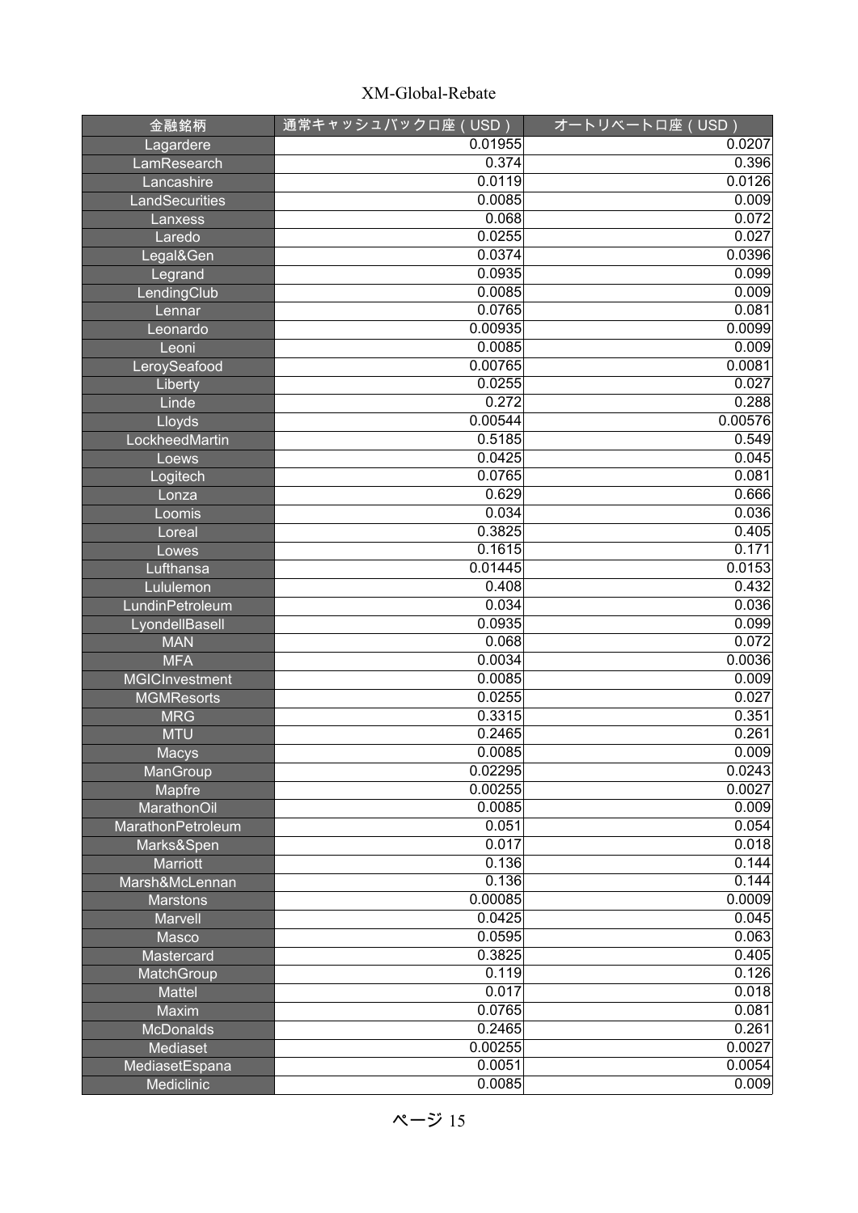| 金融銘柄 | 通常キャッシュバック口座（USD） | オートリベート口座（USD） |
| --- | --- | --- |
| Lagardere | 0.01955 | 0.0207 |
| LamResearch | 0.374 | 0.396 |
| Lancashire | 0.0119 | 0.0126 |
| LandSecurities | 0.0085 | 0.009 |
| Lanxess | 0.068 | 0.072 |
| Laredo | 0.0255 | 0.027 |
| Legal&Gen | 0.0374 | 0.0396 |
| Legrand | 0.0935 | 0.099 |
| LendingClub | 0.0085 | 0.009 |
| Lennar | 0.0765 | 0.081 |
| Leonardo | 0.00935 | 0.0099 |
| Leoni | 0.0085 | 0.009 |
| LeroySeafood | 0.00765 | 0.0081 |
| Liberty | 0.0255 | 0.027 |
| Linde | 0.272 | 0.288 |
| Lloyds | 0.00544 | 0.00576 |
| LockheedMartin | 0.5185 | 0.549 |
| Loews | 0.0425 | 0.045 |
| Logitech | 0.0765 | 0.081 |
| Lonza | 0.629 | 0.666 |
| Loomis | 0.034 | 0.036 |
| Loreal | 0.3825 | 0.405 |
| Lowes | 0.1615 | 0.171 |
| Lufthansa | 0.01445 | 0.0153 |
| Lululemon | 0.408 | 0.432 |
| LundinPetroleum | 0.034 | 0.036 |
| LyondellBasell | 0.0935 | 0.099 |
| MAN | 0.068 | 0.072 |
| MFA | 0.0034 | 0.0036 |
| MGICInvestment | 0.0085 | 0.009 |
| MGMResorts | 0.0255 | 0.027 |
| MRG | 0.3315 | 0.351 |
| MTU | 0.2465 | 0.261 |
| Macys | 0.0085 | 0.009 |
| ManGroup | 0.02295 | 0.0243 |
| Mapfre | 0.00255 | 0.0027 |
| MarathonOil | 0.0085 | 0.009 |
| MarathonPetroleum | 0.051 | 0.054 |
| Marks&Spen | 0.017 | 0.018 |
| Marriott | 0.136 | 0.144 |
| Marsh&McLennan | 0.136 | 0.144 |
| Marstons | 0.00085 | 0.0009 |
| Marvell | 0.0425 | 0.045 |
| Masco | 0.0595 | 0.063 |
| Mastercard | 0.3825 | 0.405 |
| MatchGroup | 0.119 | 0.126 |
| Mattel | 0.017 | 0.018 |
| Maxim | 0.0765 | 0.081 |
| McDonalds | 0.2465 | 0.261 |
| Mediaset | 0.00255 | 0.0027 |
| MediasetEspana | 0.0051 | 0.0054 |
| Mediclinic | 0.0085 | 0.009 |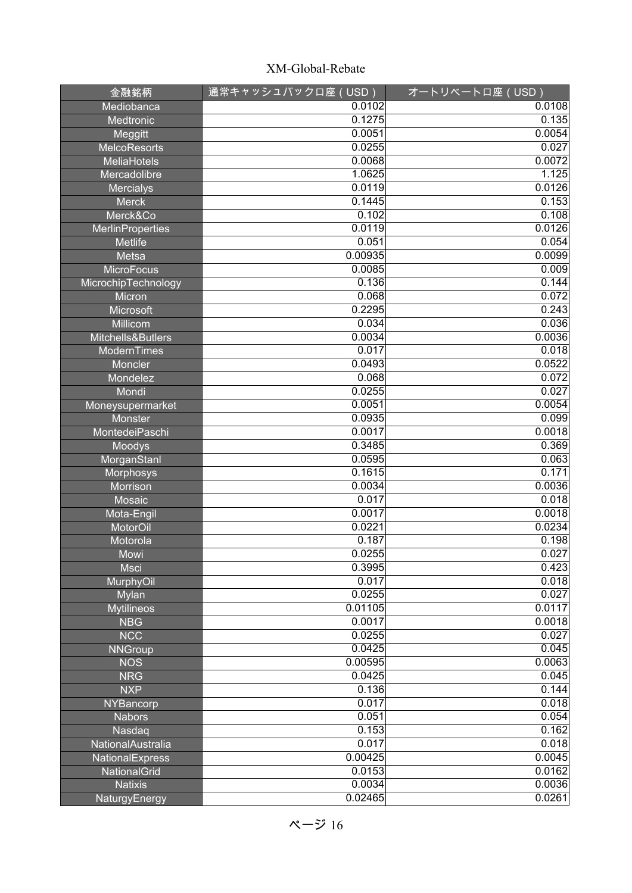XM-Global-Rebate

| 金融銘柄 | 通常キャッシュバック口座（USD） | オートリベート口座（USD） |
|---|---|---|
| Mediobanca | 0.0102 | 0.0108 |
| Medtronic | 0.1275 | 0.135 |
| Meggitt | 0.0051 | 0.0054 |
| MelcoResorts | 0.0255 | 0.027 |
| MeliaHotels | 0.0068 | 0.0072 |
| Mercadolibre | 1.0625 | 1.125 |
| Mercialys | 0.0119 | 0.0126 |
| Merck | 0.1445 | 0.153 |
| Merck&Co | 0.102 | 0.108 |
| MerlinProperties | 0.0119 | 0.0126 |
| Metlife | 0.051 | 0.054 |
| Metsa | 0.00935 | 0.0099 |
| MicroFocus | 0.0085 | 0.009 |
| MicrochipTechnology | 0.136 | 0.144 |
| Micron | 0.068 | 0.072 |
| Microsoft | 0.2295 | 0.243 |
| Millicom | 0.034 | 0.036 |
| Mitchells&Butlers | 0.0034 | 0.0036 |
| ModernTimes | 0.017 | 0.018 |
| Moncler | 0.0493 | 0.0522 |
| Mondelez | 0.068 | 0.072 |
| Mondi | 0.0255 | 0.027 |
| Moneysupermarket | 0.0051 | 0.0054 |
| Monster | 0.0935 | 0.099 |
| MontedeiPaschi | 0.0017 | 0.0018 |
| Moodys | 0.3485 | 0.369 |
| MorganStanl | 0.0595 | 0.063 |
| Morphosys | 0.1615 | 0.171 |
| Morrison | 0.0034 | 0.0036 |
| Mosaic | 0.017 | 0.018 |
| Mota-Engil | 0.0017 | 0.0018 |
| MotorOil | 0.0221 | 0.0234 |
| Motorola | 0.187 | 0.198 |
| Mowi | 0.0255 | 0.027 |
| Msci | 0.3995 | 0.423 |
| MurphyOil | 0.017 | 0.018 |
| Mylan | 0.0255 | 0.027 |
| Mytilineos | 0.01105 | 0.0117 |
| NBG | 0.0017 | 0.0018 |
| NCC | 0.0255 | 0.027 |
| NNGroup | 0.0425 | 0.045 |
| NOS | 0.00595 | 0.0063 |
| NRG | 0.0425 | 0.045 |
| NXP | 0.136 | 0.144 |
| NYBancorp | 0.017 | 0.018 |
| Nabors | 0.051 | 0.054 |
| Nasdaq | 0.153 | 0.162 |
| NationalAustralia | 0.017 | 0.018 |
| NationalExpress | 0.00425 | 0.0045 |
| NationalGrid | 0.0153 | 0.0162 |
| Natixis | 0.0034 | 0.0036 |
| NaturgyEnergy | 0.02465 | 0.0261 |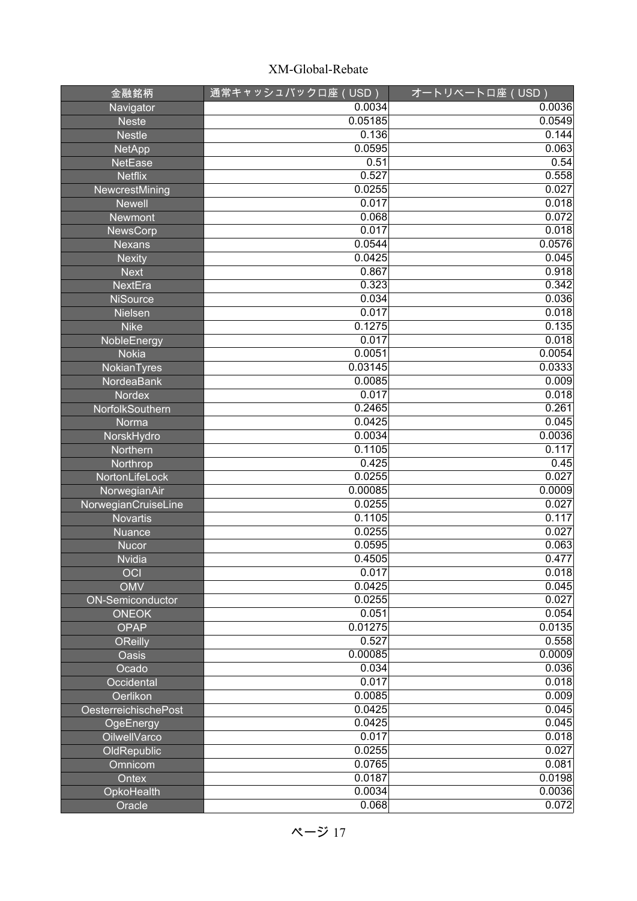| 金融銘柄 | 通常キャッシュバック口座（USD） | オートリベート口座（USD） |
| --- | --- | --- |
| Navigator | 0.0034 | 0.0036 |
| Neste | 0.05185 | 0.0549 |
| Nestle | 0.136 | 0.144 |
| NetApp | 0.0595 | 0.063 |
| NetEase | 0.51 | 0.54 |
| Netflix | 0.527 | 0.558 |
| NewcrestMining | 0.0255 | 0.027 |
| Newell | 0.017 | 0.018 |
| Newmont | 0.068 | 0.072 |
| NewsCorp | 0.017 | 0.018 |
| Nexans | 0.0544 | 0.0576 |
| Nexity | 0.0425 | 0.045 |
| Next | 0.867 | 0.918 |
| NextEra | 0.323 | 0.342 |
| NiSource | 0.034 | 0.036 |
| Nielsen | 0.017 | 0.018 |
| Nike | 0.1275 | 0.135 |
| NobleEnergy | 0.017 | 0.018 |
| Nokia | 0.0051 | 0.0054 |
| NokianTyres | 0.03145 | 0.0333 |
| NordeaBank | 0.0085 | 0.009 |
| Nordex | 0.017 | 0.018 |
| NorfolkSouthern | 0.2465 | 0.261 |
| Norma | 0.0425 | 0.045 |
| NorskHydro | 0.0034 | 0.0036 |
| Northern | 0.1105 | 0.117 |
| Northrop | 0.425 | 0.45 |
| NortonLifeLock | 0.0255 | 0.027 |
| NorwegianAir | 0.00085 | 0.0009 |
| NorwegianCruiseLine | 0.0255 | 0.027 |
| Novartis | 0.1105 | 0.117 |
| Nuance | 0.0255 | 0.027 |
| Nucor | 0.0595 | 0.063 |
| Nvidia | 0.4505 | 0.477 |
| OCI | 0.017 | 0.018 |
| OMV | 0.0425 | 0.045 |
| ON-Semiconductor | 0.0255 | 0.027 |
| ONEOK | 0.051 | 0.054 |
| OPAP | 0.01275 | 0.0135 |
| OReilly | 0.527 | 0.558 |
| Oasis | 0.00085 | 0.0009 |
| Ocado | 0.034 | 0.036 |
| Occidental | 0.017 | 0.018 |
| Oerlikon | 0.0085 | 0.009 |
| OesterreichischePost | 0.0425 | 0.045 |
| OgeEnergy | 0.0425 | 0.045 |
| OilwellVarco | 0.017 | 0.018 |
| OldRepublic | 0.0255 | 0.027 |
| Omnicom | 0.0765 | 0.081 |
| Ontex | 0.0187 | 0.0198 |
| OpkoHealth | 0.0034 | 0.0036 |
| Oracle | 0.068 | 0.072 |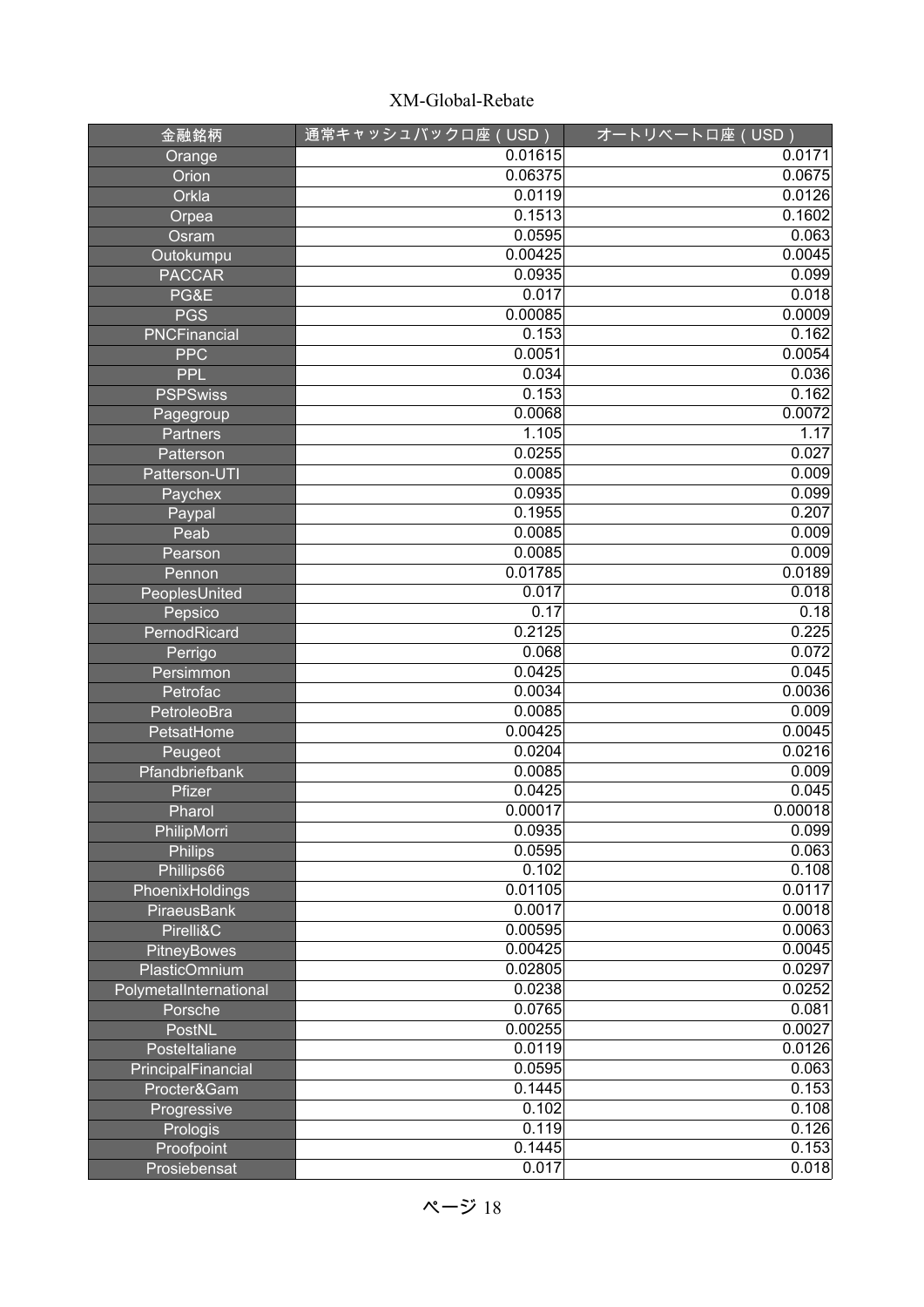| 金融銘柄 | 通常キャッシュバック口座（USD） | オートリベート口座（USD） |
| --- | --- | --- |
| Orange | 0.01615 | 0.0171 |
| Orion | 0.06375 | 0.0675 |
| Orkla | 0.0119 | 0.0126 |
| Orpea | 0.1513 | 0.1602 |
| Osram | 0.0595 | 0.063 |
| Outokumpu | 0.00425 | 0.0045 |
| PACCAR | 0.0935 | 0.099 |
| PG&E | 0.017 | 0.018 |
| PGS | 0.00085 | 0.0009 |
| PNCFinancial | 0.153 | 0.162 |
| PPC | 0.0051 | 0.0054 |
| PPL | 0.034 | 0.036 |
| PSPSwiss | 0.153 | 0.162 |
| Pagegroup | 0.0068 | 0.0072 |
| Partners | 1.105 | 1.17 |
| Patterson | 0.0255 | 0.027 |
| Patterson-UTI | 0.0085 | 0.009 |
| Paychex | 0.0935 | 0.099 |
| Paypal | 0.1955 | 0.207 |
| Peab | 0.0085 | 0.009 |
| Pearson | 0.0085 | 0.009 |
| Pennon | 0.01785 | 0.0189 |
| PeoplesUnited | 0.017 | 0.018 |
| Pepsico | 0.17 | 0.18 |
| PernodRicard | 0.2125 | 0.225 |
| Perrigo | 0.068 | 0.072 |
| Persimmon | 0.0425 | 0.045 |
| Petrofac | 0.0034 | 0.0036 |
| PetroleoBra | 0.0085 | 0.009 |
| PetsatHome | 0.00425 | 0.0045 |
| Peugeot | 0.0204 | 0.0216 |
| Pfandbriefbank | 0.0085 | 0.009 |
| Pfizer | 0.0425 | 0.045 |
| Pharol | 0.00017 | 0.00018 |
| PhilipMorri | 0.0935 | 0.099 |
| Philips | 0.0595 | 0.063 |
| Phillips66 | 0.102 | 0.108 |
| PhoenixHoldings | 0.01105 | 0.0117 |
| PiraeusBank | 0.0017 | 0.0018 |
| Pirelli&C | 0.00595 | 0.0063 |
| PitneyBowes | 0.00425 | 0.0045 |
| PlasticOmnium | 0.02805 | 0.0297 |
| PolymetalInternational | 0.0238 | 0.0252 |
| Porsche | 0.0765 | 0.081 |
| PostNL | 0.00255 | 0.0027 |
| PosteItaliane | 0.0119 | 0.0126 |
| PrincipalFinancial | 0.0595 | 0.063 |
| Procter&Gam | 0.1445 | 0.153 |
| Progressive | 0.102 | 0.108 |
| Prologis | 0.119 | 0.126 |
| Proofpoint | 0.1445 | 0.153 |
| Prosiebensat | 0.017 | 0.018 |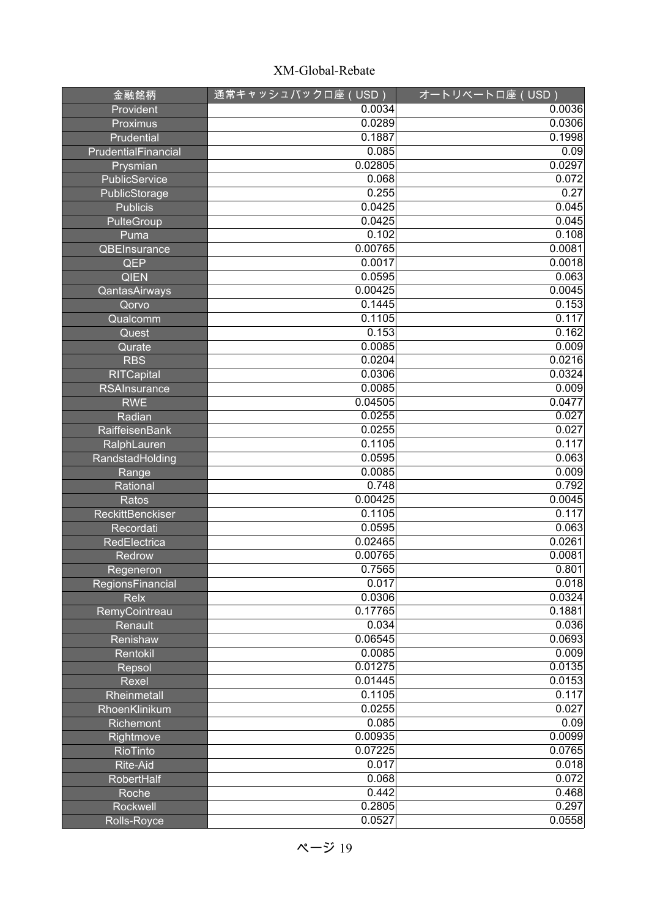XM-Global-Rebate

| 金融銘柄 | 通常キャッシュバック口座（USD） | オートリベート口座（USD） |
|---|---|---|
| Provident | 0.0034 | 0.0036 |
| Proximus | 0.0289 | 0.0306 |
| Prudential | 0.1887 | 0.1998 |
| PrudentialFinancial | 0.085 | 0.09 |
| Prysmian | 0.02805 | 0.0297 |
| PublicService | 0.068 | 0.072 |
| PublicStorage | 0.255 | 0.27 |
| Publicis | 0.0425 | 0.045 |
| PulteGroup | 0.0425 | 0.045 |
| Puma | 0.102 | 0.108 |
| QBEInsurance | 0.00765 | 0.0081 |
| QEP | 0.0017 | 0.0018 |
| QIEN | 0.0595 | 0.063 |
| QantasAirways | 0.00425 | 0.0045 |
| Qorvo | 0.1445 | 0.153 |
| Qualcomm | 0.1105 | 0.117 |
| Quest | 0.153 | 0.162 |
| Qurate | 0.0085 | 0.009 |
| RBS | 0.0204 | 0.0216 |
| RITCapital | 0.0306 | 0.0324 |
| RSAInsurance | 0.0085 | 0.009 |
| RWE | 0.04505 | 0.0477 |
| Radian | 0.0255 | 0.027 |
| RaiffeisenBank | 0.0255 | 0.027 |
| RalphLauren | 0.1105 | 0.117 |
| RandstadHolding | 0.0595 | 0.063 |
| Range | 0.0085 | 0.009 |
| Rational | 0.748 | 0.792 |
| Ratos | 0.00425 | 0.0045 |
| ReckittBenckiser | 0.1105 | 0.117 |
| Recordati | 0.0595 | 0.063 |
| RedElectrica | 0.02465 | 0.0261 |
| Redrow | 0.00765 | 0.0081 |
| Regeneron | 0.7565 | 0.801 |
| RegionsFinancial | 0.017 | 0.018 |
| Relx | 0.0306 | 0.0324 |
| RemyCointreau | 0.17765 | 0.1881 |
| Renault | 0.034 | 0.036 |
| Renishaw | 0.06545 | 0.0693 |
| Rentokil | 0.0085 | 0.009 |
| Repsol | 0.01275 | 0.0135 |
| Rexel | 0.01445 | 0.0153 |
| Rheinmetall | 0.1105 | 0.117 |
| RhoenKlinikum | 0.0255 | 0.027 |
| Richemont | 0.085 | 0.09 |
| Rightmove | 0.00935 | 0.0099 |
| RioTinto | 0.07225 | 0.0765 |
| Rite-Aid | 0.017 | 0.018 |
| RobertHalf | 0.068 | 0.072 |
| Roche | 0.442 | 0.468 |
| Rockwell | 0.2805 | 0.297 |
| Rolls-Royce | 0.0527 | 0.0558 |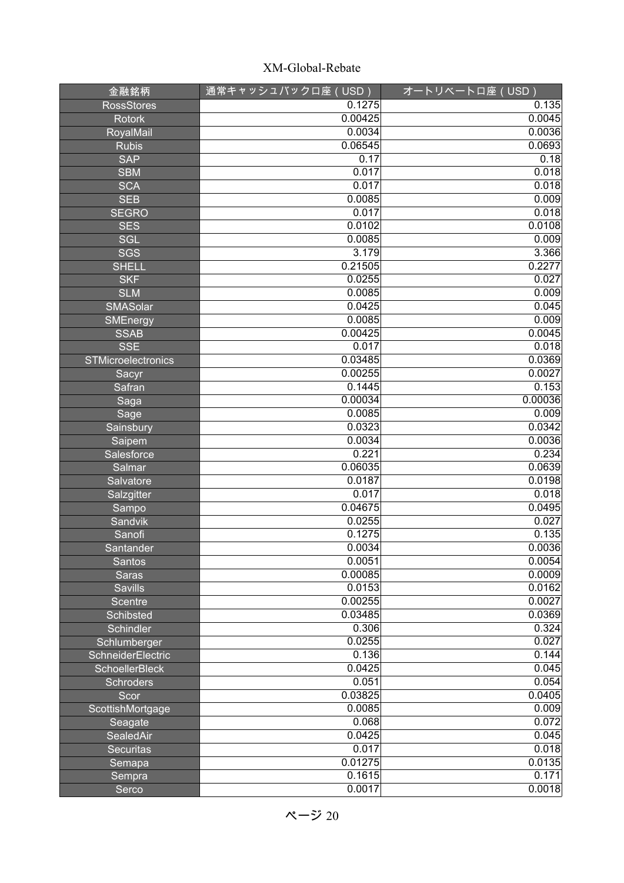| 金融銘柄 | 通常キャッシュバック口座（USD） | オートリベート口座（USD） |
| --- | --- | --- |
| RossStores | 0.1275 | 0.135 |
| Rotork | 0.00425 | 0.0045 |
| RoyalMail | 0.0034 | 0.0036 |
| Rubis | 0.06545 | 0.0693 |
| SAP | 0.17 | 0.18 |
| SBM | 0.017 | 0.018 |
| SCA | 0.017 | 0.018 |
| SEB | 0.0085 | 0.009 |
| SEGRO | 0.017 | 0.018 |
| SES | 0.0102 | 0.0108 |
| SGL | 0.0085 | 0.009 |
| SGS | 3.179 | 3.366 |
| SHELL | 0.21505 | 0.2277 |
| SKF | 0.0255 | 0.027 |
| SLM | 0.0085 | 0.009 |
| SMASolar | 0.0425 | 0.045 |
| SMEnergy | 0.0085 | 0.009 |
| SSAB | 0.00425 | 0.0045 |
| SSE | 0.017 | 0.018 |
| STMicroelectronics | 0.03485 | 0.0369 |
| Sacyr | 0.00255 | 0.0027 |
| Safran | 0.1445 | 0.153 |
| Saga | 0.00034 | 0.00036 |
| Sage | 0.0085 | 0.009 |
| Sainsbury | 0.0323 | 0.0342 |
| Saipem | 0.0034 | 0.0036 |
| Salesforce | 0.221 | 0.234 |
| Salmar | 0.06035 | 0.0639 |
| Salvatore | 0.0187 | 0.0198 |
| Salzgitter | 0.017 | 0.018 |
| Sampo | 0.04675 | 0.0495 |
| Sandvik | 0.0255 | 0.027 |
| Sanofi | 0.1275 | 0.135 |
| Santander | 0.0034 | 0.0036 |
| Santos | 0.0051 | 0.0054 |
| Saras | 0.00085 | 0.0009 |
| Savills | 0.0153 | 0.0162 |
| Scentre | 0.00255 | 0.0027 |
| Schibsted | 0.03485 | 0.0369 |
| Schindler | 0.306 | 0.324 |
| Schlumberger | 0.0255 | 0.027 |
| SchneiderElectric | 0.136 | 0.144 |
| SchoellerBleck | 0.0425 | 0.045 |
| Schroders | 0.051 | 0.054 |
| Scor | 0.03825 | 0.0405 |
| ScottishMortgage | 0.0085 | 0.009 |
| Seagate | 0.068 | 0.072 |
| SealedAir | 0.0425 | 0.045 |
| Securitas | 0.017 | 0.018 |
| Semapa | 0.01275 | 0.0135 |
| Sempra | 0.1615 | 0.171 |
| Serco | 0.0017 | 0.0018 |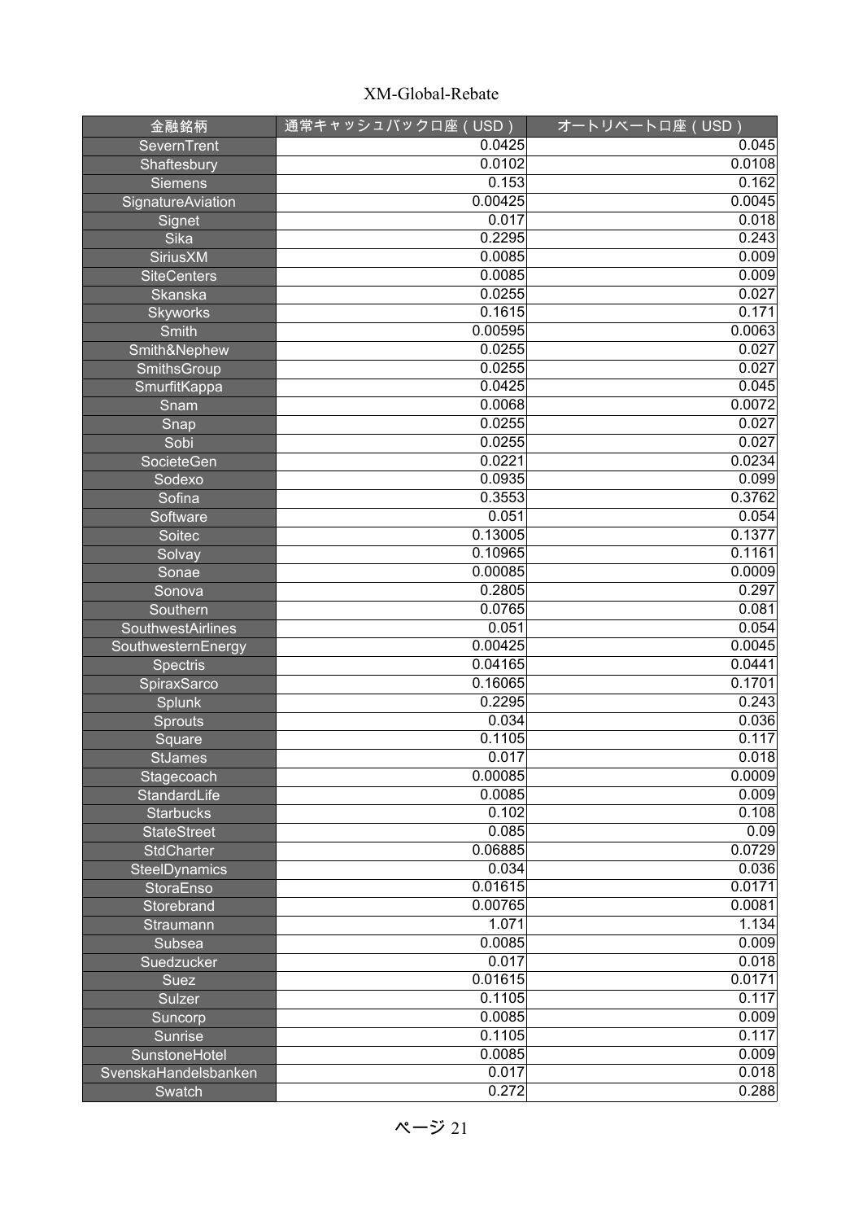| 金融銘柄 | 通常キャッシュバック口座（USD） | オートリベート口座（USD） |
|---|---|---|
| SevernTrent | 0.0425 | 0.045 |
| Shaftesbury | 0.0102 | 0.0108 |
| Siemens | 0.153 | 0.162 |
| SignatureAviation | 0.00425 | 0.0045 |
| Signet | 0.017 | 0.018 |
| Sika | 0.2295 | 0.243 |
| SiriusXM | 0.0085 | 0.009 |
| SiteCenters | 0.0085 | 0.009 |
| Skanska | 0.0255 | 0.027 |
| Skyworks | 0.1615 | 0.171 |
| Smith | 0.00595 | 0.0063 |
| Smith&Nephew | 0.0255 | 0.027 |
| SmithsGroup | 0.0255 | 0.027 |
| SmurfitKappa | 0.0425 | 0.045 |
| Snam | 0.0068 | 0.0072 |
| Snap | 0.0255 | 0.027 |
| Sobi | 0.0255 | 0.027 |
| SocieteGen | 0.0221 | 0.0234 |
| Sodexo | 0.0935 | 0.099 |
| Sofina | 0.3553 | 0.3762 |
| Software | 0.051 | 0.054 |
| Soitec | 0.13005 | 0.1377 |
| Solvay | 0.10965 | 0.1161 |
| Sonae | 0.00085 | 0.0009 |
| Sonova | 0.2805 | 0.297 |
| Southern | 0.0765 | 0.081 |
| SouthwestAirlines | 0.051 | 0.054 |
| SouthwesternEnergy | 0.00425 | 0.0045 |
| Spectris | 0.04165 | 0.0441 |
| SpiraxSarco | 0.16065 | 0.1701 |
| Splunk | 0.2295 | 0.243 |
| Sprouts | 0.034 | 0.036 |
| Square | 0.1105 | 0.117 |
| StJames | 0.017 | 0.018 |
| Stagecoach | 0.00085 | 0.0009 |
| StandardLife | 0.0085 | 0.009 |
| Starbucks | 0.102 | 0.108 |
| StateStreet | 0.085 | 0.09 |
| StdCharter | 0.06885 | 0.0729 |
| SteelDynamics | 0.034 | 0.036 |
| StoraEnso | 0.01615 | 0.0171 |
| Storebrand | 0.00765 | 0.0081 |
| Straumann | 1.071 | 1.134 |
| Subsea | 0.0085 | 0.009 |
| Suedzucker | 0.017 | 0.018 |
| Suez | 0.01615 | 0.0171 |
| Sulzer | 0.1105 | 0.117 |
| Suncorp | 0.0085 | 0.009 |
| Sunrise | 0.1105 | 0.117 |
| SunstoneHotel | 0.0085 | 0.009 |
| SvenskaHandelsbanken | 0.017 | 0.018 |
| Swatch | 0.272 | 0.288 |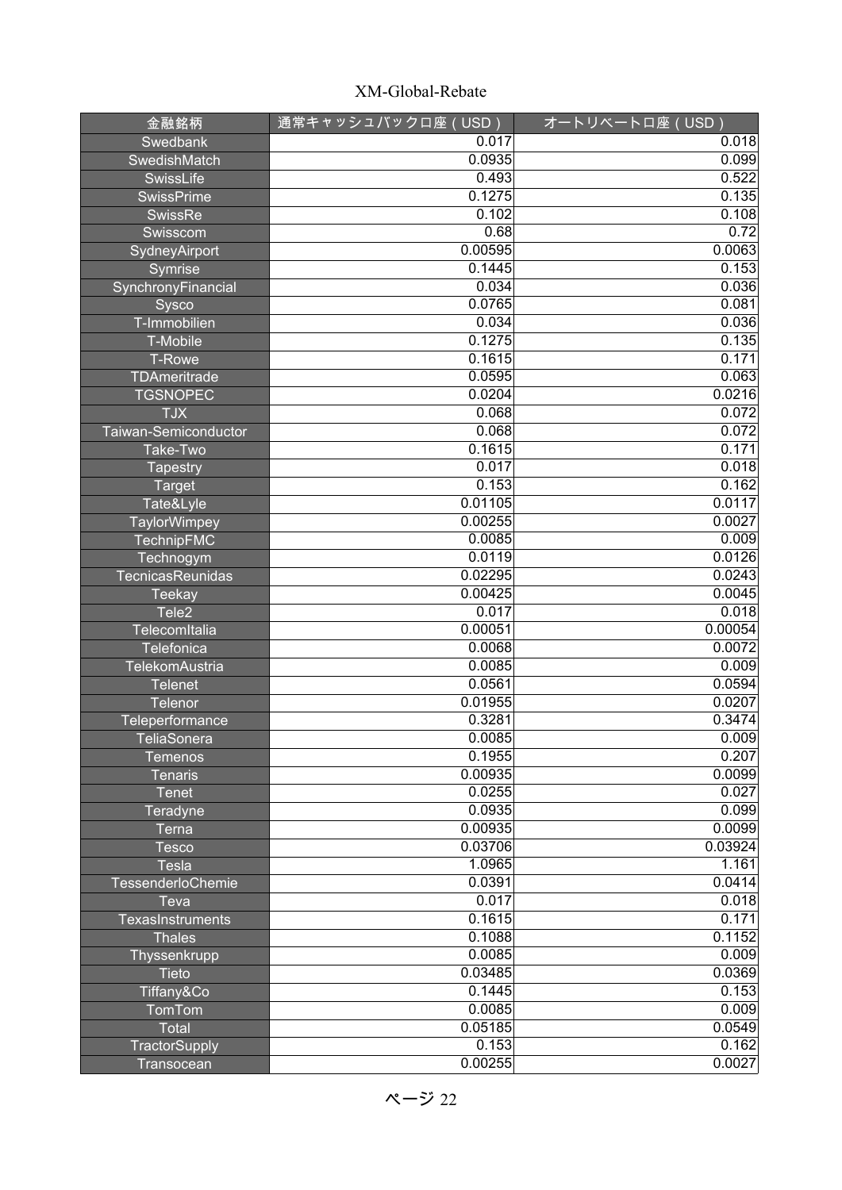| 金融銘柄 | 通常キャッシュバック口座（USD） | オートリベート口座（USD） |
|---|---|---|
| Swedbank | 0.017 | 0.018 |
| SwedishMatch | 0.0935 | 0.099 |
| SwissLife | 0.493 | 0.522 |
| SwissPrime | 0.1275 | 0.135 |
| SwissRe | 0.102 | 0.108 |
| Swisscom | 0.68 | 0.72 |
| SydneyAirport | 0.00595 | 0.0063 |
| Symrise | 0.1445 | 0.153 |
| SynchronyFinancial | 0.034 | 0.036 |
| Sysco | 0.0765 | 0.081 |
| T-Immobilien | 0.034 | 0.036 |
| T-Mobile | 0.1275 | 0.135 |
| T-Rowe | 0.1615 | 0.171 |
| TDAmeritrade | 0.0595 | 0.063 |
| TGSNOPEC | 0.0204 | 0.0216 |
| TJX | 0.068 | 0.072 |
| Taiwan-Semiconductor | 0.068 | 0.072 |
| Take-Two | 0.1615 | 0.171 |
| Tapestry | 0.017 | 0.018 |
| Target | 0.153 | 0.162 |
| Tate&Lyle | 0.01105 | 0.0117 |
| TaylorWimpey | 0.00255 | 0.0027 |
| TechnipFMC | 0.0085 | 0.009 |
| Technogym | 0.0119 | 0.0126 |
| TecnicasReunidas | 0.02295 | 0.0243 |
| Teekay | 0.00425 | 0.0045 |
| Tele2 | 0.017 | 0.018 |
| TelecomItalia | 0.00051 | 0.00054 |
| Telefonica | 0.0068 | 0.0072 |
| TelekomAustria | 0.0085 | 0.009 |
| Telenet | 0.0561 | 0.0594 |
| Telenor | 0.01955 | 0.0207 |
| Teleperformance | 0.3281 | 0.3474 |
| TeliaSonera | 0.0085 | 0.009 |
| Temenos | 0.1955 | 0.207 |
| Tenaris | 0.00935 | 0.0099 |
| Tenet | 0.0255 | 0.027 |
| Teradyne | 0.0935 | 0.099 |
| Terna | 0.00935 | 0.0099 |
| Tesco | 0.03706 | 0.03924 |
| Tesla | 1.0965 | 1.161 |
| TessenderloChemie | 0.0391 | 0.0414 |
| Teva | 0.017 | 0.018 |
| TexasInstruments | 0.1615 | 0.171 |
| Thales | 0.1088 | 0.1152 |
| Thyssenkrupp | 0.0085 | 0.009 |
| Tieto | 0.03485 | 0.0369 |
| Tiffany&Co | 0.1445 | 0.153 |
| TomTom | 0.0085 | 0.009 |
| Total | 0.05185 | 0.0549 |
| TractorSupply | 0.153 | 0.162 |
| Transocean | 0.00255 | 0.0027 |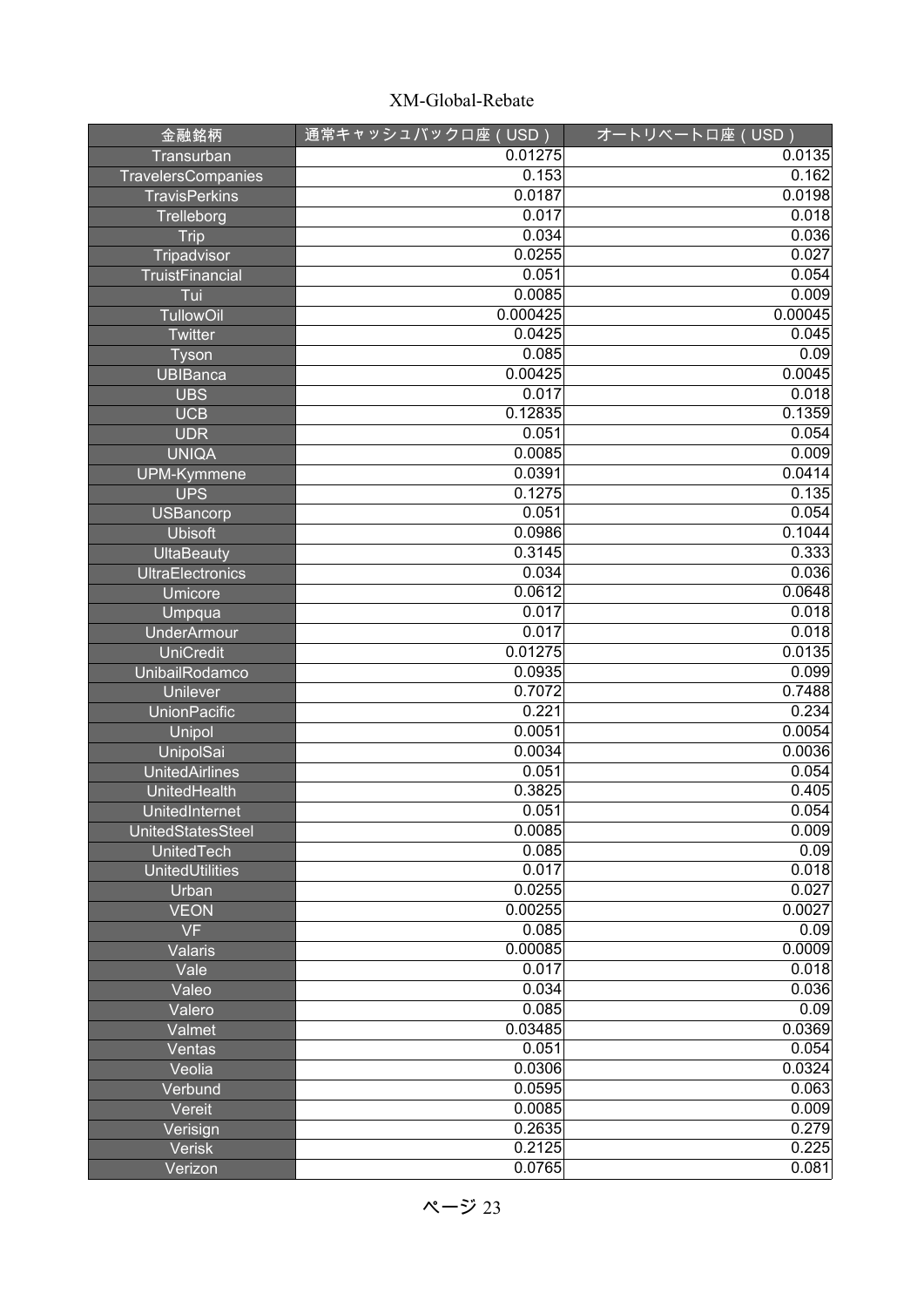| 金融銘柄 | 通常キャッシュバック口座（USD） | オートリベート口座（USD） |
|---|---|---|
| Transurban | 0.01275 | 0.0135 |
| TravelersCompanies | 0.153 | 0.162 |
| TravisPerkins | 0.0187 | 0.0198 |
| Trelleborg | 0.017 | 0.018 |
| Trip | 0.034 | 0.036 |
| Tripadvisor | 0.0255 | 0.027 |
| TruistFinancial | 0.051 | 0.054 |
| Tui | 0.0085 | 0.009 |
| TullowOil | 0.000425 | 0.00045 |
| Twitter | 0.0425 | 0.045 |
| Tyson | 0.085 | 0.09 |
| UBIBanca | 0.00425 | 0.0045 |
| UBS | 0.017 | 0.018 |
| UCB | 0.12835 | 0.1359 |
| UDR | 0.051 | 0.054 |
| UNIQA | 0.0085 | 0.009 |
| UPM-Kymmene | 0.0391 | 0.0414 |
| UPS | 0.1275 | 0.135 |
| USBancorp | 0.051 | 0.054 |
| Ubisoft | 0.0986 | 0.1044 |
| UltaBeauty | 0.3145 | 0.333 |
| UltraElectronics | 0.034 | 0.036 |
| Umicore | 0.0612 | 0.0648 |
| Umpqua | 0.017 | 0.018 |
| UnderArmour | 0.017 | 0.018 |
| UniCredit | 0.01275 | 0.0135 |
| UnibailRodamco | 0.0935 | 0.099 |
| Unilever | 0.7072 | 0.7488 |
| UnionPacific | 0.221 | 0.234 |
| Unipol | 0.0051 | 0.0054 |
| UnipolSai | 0.0034 | 0.0036 |
| UnitedAirlines | 0.051 | 0.054 |
| UnitedHealth | 0.3825 | 0.405 |
| UnitedInternet | 0.051 | 0.054 |
| UnitedStatesSteel | 0.0085 | 0.009 |
| UnitedTech | 0.085 | 0.09 |
| UnitedUtilities | 0.017 | 0.018 |
| Urban | 0.0255 | 0.027 |
| VEON | 0.00255 | 0.0027 |
| VF | 0.085 | 0.09 |
| Valaris | 0.00085 | 0.0009 |
| Vale | 0.017 | 0.018 |
| Valeo | 0.034 | 0.036 |
| Valero | 0.085 | 0.09 |
| Valmet | 0.03485 | 0.0369 |
| Ventas | 0.051 | 0.054 |
| Veolia | 0.0306 | 0.0324 |
| Verbund | 0.0595 | 0.063 |
| Vereit | 0.0085 | 0.009 |
| Verisign | 0.2635 | 0.279 |
| Verisk | 0.2125 | 0.225 |
| Verizon | 0.0765 | 0.081 |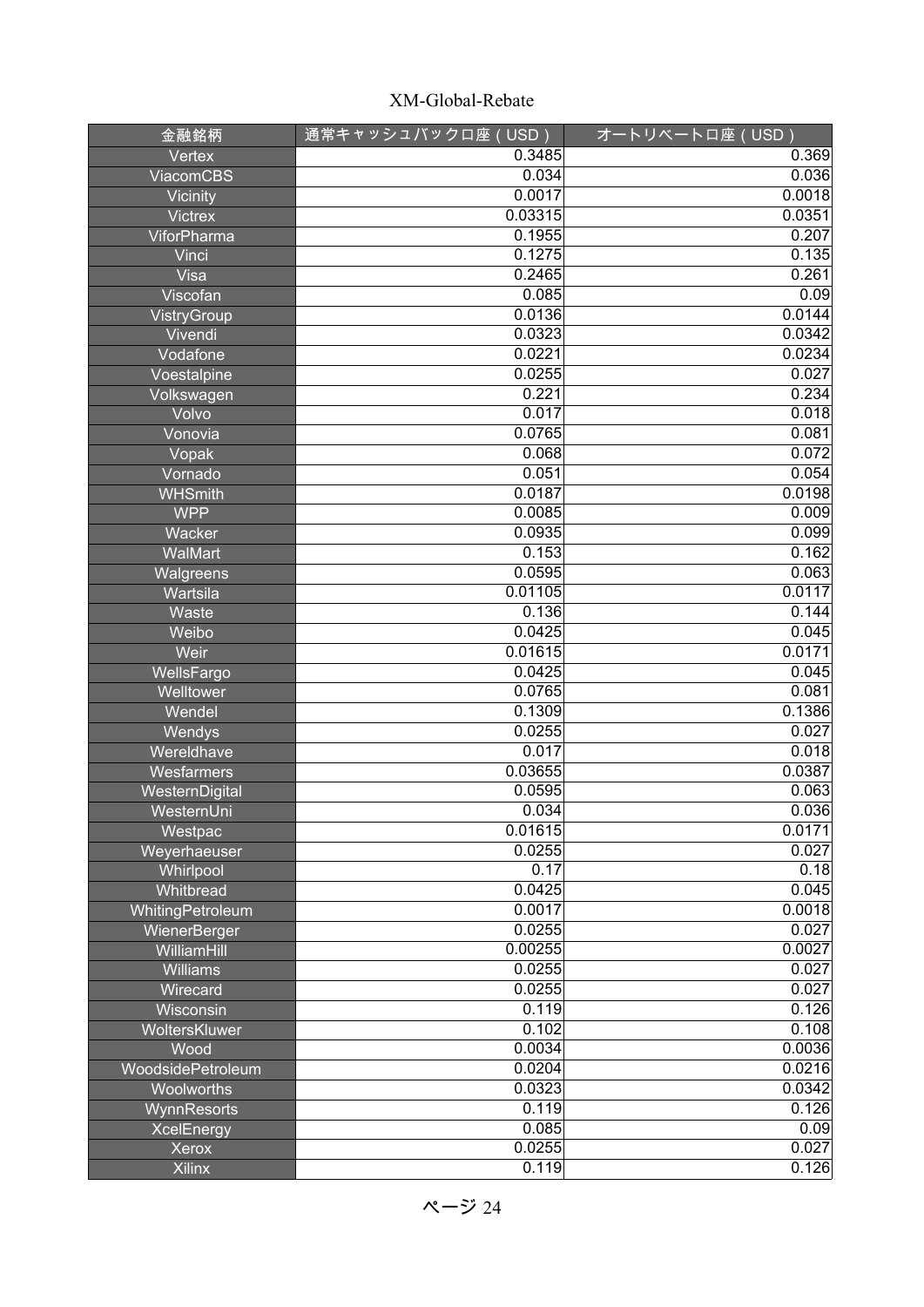| 金融銘柄 | 通常キャッシュバック口座（USD） | オートリベート口座（USD） |
| --- | --- | --- |
| Vertex | 0.3485 | 0.369 |
| ViacomCBS | 0.034 | 0.036 |
| Vicinity | 0.0017 | 0.0018 |
| Victrex | 0.03315 | 0.0351 |
| ViforPharma | 0.1955 | 0.207 |
| Vinci | 0.1275 | 0.135 |
| Visa | 0.2465 | 0.261 |
| Viscofan | 0.085 | 0.09 |
| VistryGroup | 0.0136 | 0.0144 |
| Vivendi | 0.0323 | 0.0342 |
| Vodafone | 0.0221 | 0.0234 |
| Voestalpine | 0.0255 | 0.027 |
| Volkswagen | 0.221 | 0.234 |
| Volvo | 0.017 | 0.018 |
| Vonovia | 0.0765 | 0.081 |
| Vopak | 0.068 | 0.072 |
| Vornado | 0.051 | 0.054 |
| WHSmith | 0.0187 | 0.0198 |
| WPP | 0.0085 | 0.009 |
| Wacker | 0.0935 | 0.099 |
| WalMart | 0.153 | 0.162 |
| Walgreens | 0.0595 | 0.063 |
| Wartsila | 0.01105 | 0.0117 |
| Waste | 0.136 | 0.144 |
| Weibo | 0.0425 | 0.045 |
| Weir | 0.01615 | 0.0171 |
| WellsFargo | 0.0425 | 0.045 |
| Welltower | 0.0765 | 0.081 |
| Wendel | 0.1309 | 0.1386 |
| Wendys | 0.0255 | 0.027 |
| Wereldhave | 0.017 | 0.018 |
| Wesfarmers | 0.03655 | 0.0387 |
| WesternDigital | 0.0595 | 0.063 |
| WesternUni | 0.034 | 0.036 |
| Westpac | 0.01615 | 0.0171 |
| Weyerhaeuser | 0.0255 | 0.027 |
| Whirlpool | 0.17 | 0.18 |
| Whitbread | 0.0425 | 0.045 |
| WhitingPetroleum | 0.0017 | 0.0018 |
| WienerBerger | 0.0255 | 0.027 |
| WilliamHill | 0.00255 | 0.0027 |
| Williams | 0.0255 | 0.027 |
| Wirecard | 0.0255 | 0.027 |
| Wisconsin | 0.119 | 0.126 |
| WoltersKluwer | 0.102 | 0.108 |
| Wood | 0.0034 | 0.0036 |
| WoodsidePetroleum | 0.0204 | 0.0216 |
| Woolworths | 0.0323 | 0.0342 |
| WynnResorts | 0.119 | 0.126 |
| XcelEnergy | 0.085 | 0.09 |
| Xerox | 0.0255 | 0.027 |
| Xilinx | 0.119 | 0.126 |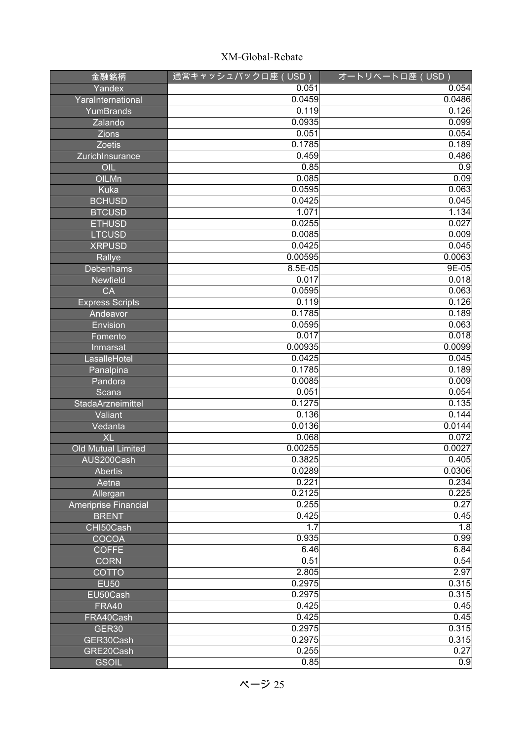| 金融銘柄 | 通常キャッシュバック口座（USD） | オートリベート口座（USD） |
| --- | --- | --- |
| Yandex | 0.051 | 0.054 |
| YaraInternational | 0.0459 | 0.0486 |
| YumBrands | 0.119 | 0.126 |
| Zalando | 0.0935 | 0.099 |
| Zions | 0.051 | 0.054 |
| Zoetis | 0.1785 | 0.189 |
| ZurichInsurance | 0.459 | 0.486 |
| OIL | 0.85 | 0.9 |
| OILMn | 0.085 | 0.09 |
| Kuka | 0.0595 | 0.063 |
| BCHUSD | 0.0425 | 0.045 |
| BTCUSD | 1.071 | 1.134 |
| ETHUSD | 0.0255 | 0.027 |
| LTCUSD | 0.0085 | 0.009 |
| XRPUSD | 0.0425 | 0.045 |
| Rallye | 0.00595 | 0.0063 |
| Debenhams | 8.5E-05 | 9E-05 |
| Newfield | 0.017 | 0.018 |
| CA | 0.0595 | 0.063 |
| Express Scripts | 0.119 | 0.126 |
| Andeavor | 0.1785 | 0.189 |
| Envision | 0.0595 | 0.063 |
| Fomento | 0.017 | 0.018 |
| Inmarsat | 0.00935 | 0.0099 |
| LasalleHotel | 0.0425 | 0.045 |
| Panalpina | 0.1785 | 0.189 |
| Pandora | 0.0085 | 0.009 |
| Scana | 0.051 | 0.054 |
| StadaArzneimittel | 0.1275 | 0.135 |
| Valiant | 0.136 | 0.144 |
| Vedanta | 0.0136 | 0.0144 |
| XL | 0.068 | 0.072 |
| Old Mutual Limited | 0.00255 | 0.0027 |
| AUS200Cash | 0.3825 | 0.405 |
| Abertis | 0.0289 | 0.0306 |
| Aetna | 0.221 | 0.234 |
| Allergan | 0.2125 | 0.225 |
| Ameriprise Financial | 0.255 | 0.27 |
| BRENT | 0.425 | 0.45 |
| CHI50Cash | 1.7 | 1.8 |
| COCOA | 0.935 | 0.99 |
| COFFE | 6.46 | 6.84 |
| CORN | 0.51 | 0.54 |
| COTTO | 2.805 | 2.97 |
| EU50 | 0.2975 | 0.315 |
| EU50Cash | 0.2975 | 0.315 |
| FRA40 | 0.425 | 0.45 |
| FRA40Cash | 0.425 | 0.45 |
| GER30 | 0.2975 | 0.315 |
| GER30Cash | 0.2975 | 0.315 |
| GRE20Cash | 0.255 | 0.27 |
| GSOIL | 0.85 | 0.9 |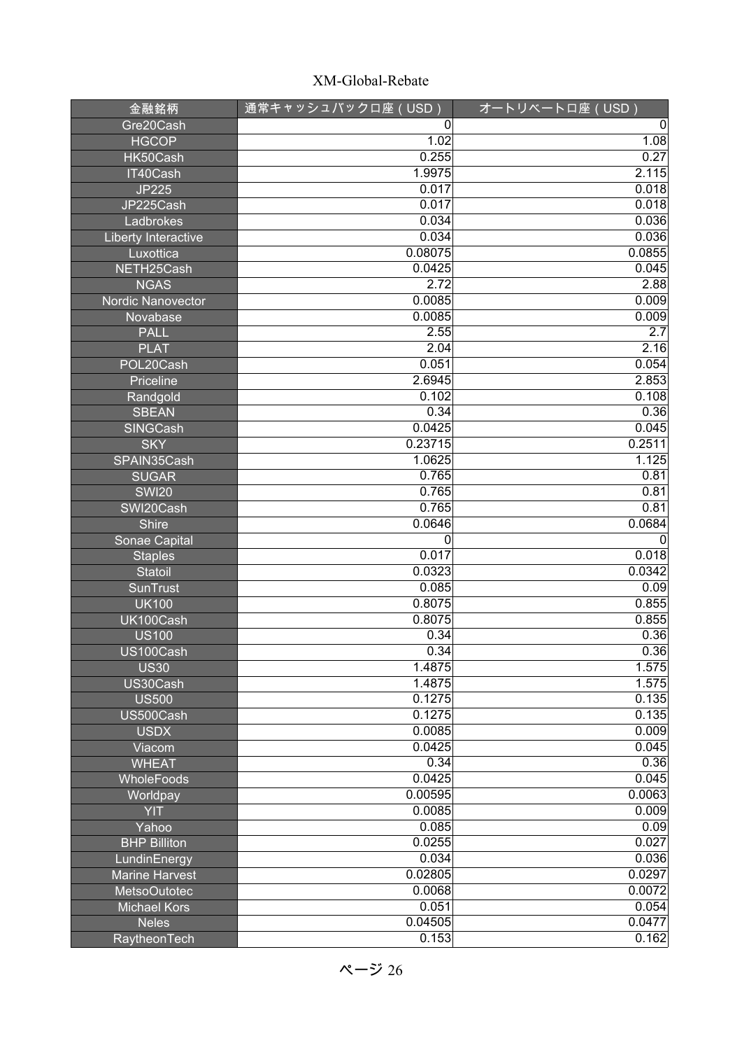| 金融銘柄 | 通常キャッシュバック口座（USD） | オートリベート口座（USD） |
|---|---|---|
| Gre20Cash | 0 | 0 |
| HGCOP | 1.02 | 1.08 |
| HK50Cash | 0.255 | 0.27 |
| IT40Cash | 1.9975 | 2.115 |
| JP225 | 0.017 | 0.018 |
| JP225Cash | 0.017 | 0.018 |
| Ladbrokes | 0.034 | 0.036 |
| Liberty Interactive | 0.034 | 0.036 |
| Luxottica | 0.08075 | 0.0855 |
| NETH25Cash | 0.0425 | 0.045 |
| NGAS | 2.72 | 2.88 |
| Nordic Nanovector | 0.0085 | 0.009 |
| Novabase | 0.0085 | 0.009 |
| PALL | 2.55 | 2.7 |
| PLAT | 2.04 | 2.16 |
| POL20Cash | 0.051 | 0.054 |
| Priceline | 2.6945 | 2.853 |
| Randgold | 0.102 | 0.108 |
| SBEAN | 0.34 | 0.36 |
| SINGCash | 0.0425 | 0.045 |
| SKY | 0.23715 | 0.2511 |
| SPAIN35Cash | 1.0625 | 1.125 |
| SUGAR | 0.765 | 0.81 |
| SWI20 | 0.765 | 0.81 |
| SWI20Cash | 0.765 | 0.81 |
| Shire | 0.0646 | 0.0684 |
| Sonae Capital | 0 | 0 |
| Staples | 0.017 | 0.018 |
| Statoil | 0.0323 | 0.0342 |
| SunTrust | 0.085 | 0.09 |
| UK100 | 0.8075 | 0.855 |
| UK100Cash | 0.8075 | 0.855 |
| US100 | 0.34 | 0.36 |
| US100Cash | 0.34 | 0.36 |
| US30 | 1.4875 | 1.575 |
| US30Cash | 1.4875 | 1.575 |
| US500 | 0.1275 | 0.135 |
| US500Cash | 0.1275 | 0.135 |
| USDX | 0.0085 | 0.009 |
| Viacom | 0.0425 | 0.045 |
| WHEAT | 0.34 | 0.36 |
| WholeFoods | 0.0425 | 0.045 |
| Worldpay | 0.00595 | 0.0063 |
| YIT | 0.0085 | 0.009 |
| Yahoo | 0.085 | 0.09 |
| BHP Billiton | 0.0255 | 0.027 |
| LundinEnergy | 0.034 | 0.036 |
| Marine Harvest | 0.02805 | 0.0297 |
| MetsoOutotec | 0.0068 | 0.0072 |
| Michael Kors | 0.051 | 0.054 |
| Neles | 0.04505 | 0.0477 |
| RaytheonTech | 0.153 | 0.162 |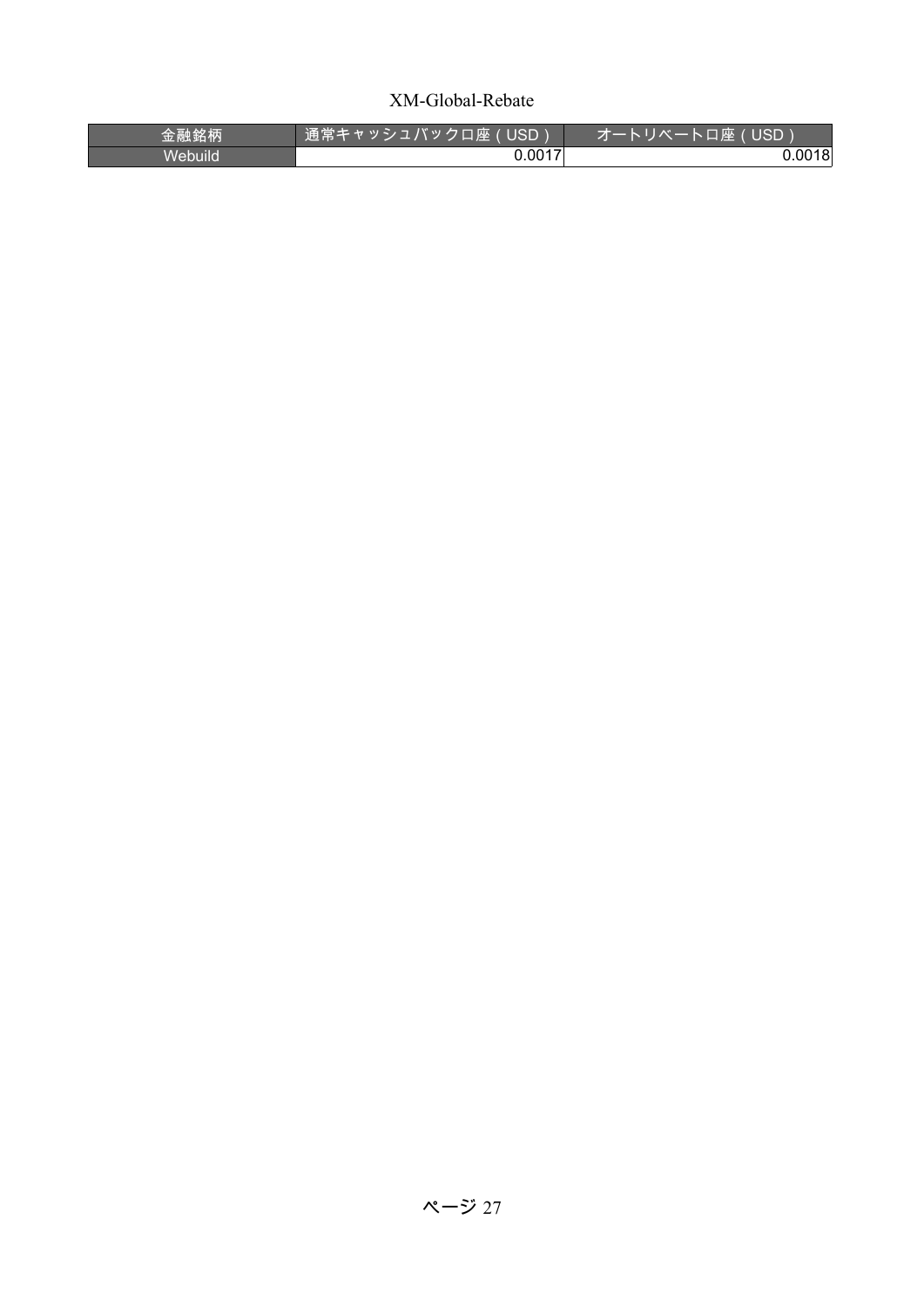| 金融銘柄 | 通常キャッシュバック口座（USD） | オートリベート口座（USD） |
| --- | --- | --- |
| Webuild | 0.0017 | 0.0018 |